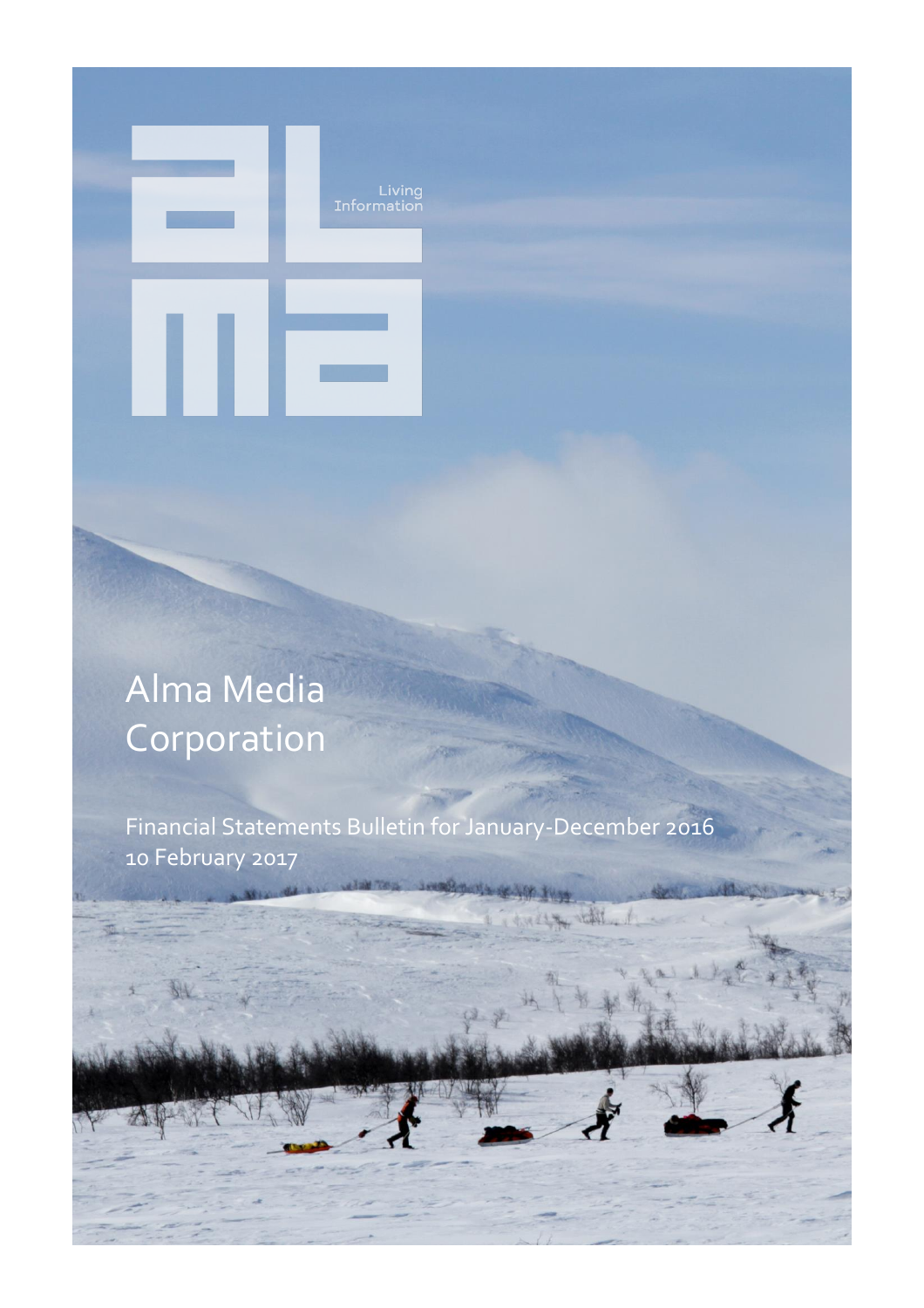alma

Living Information

# Alma Media Corporation

Financial Statements Bulletin for January-December 2016

10 February 2017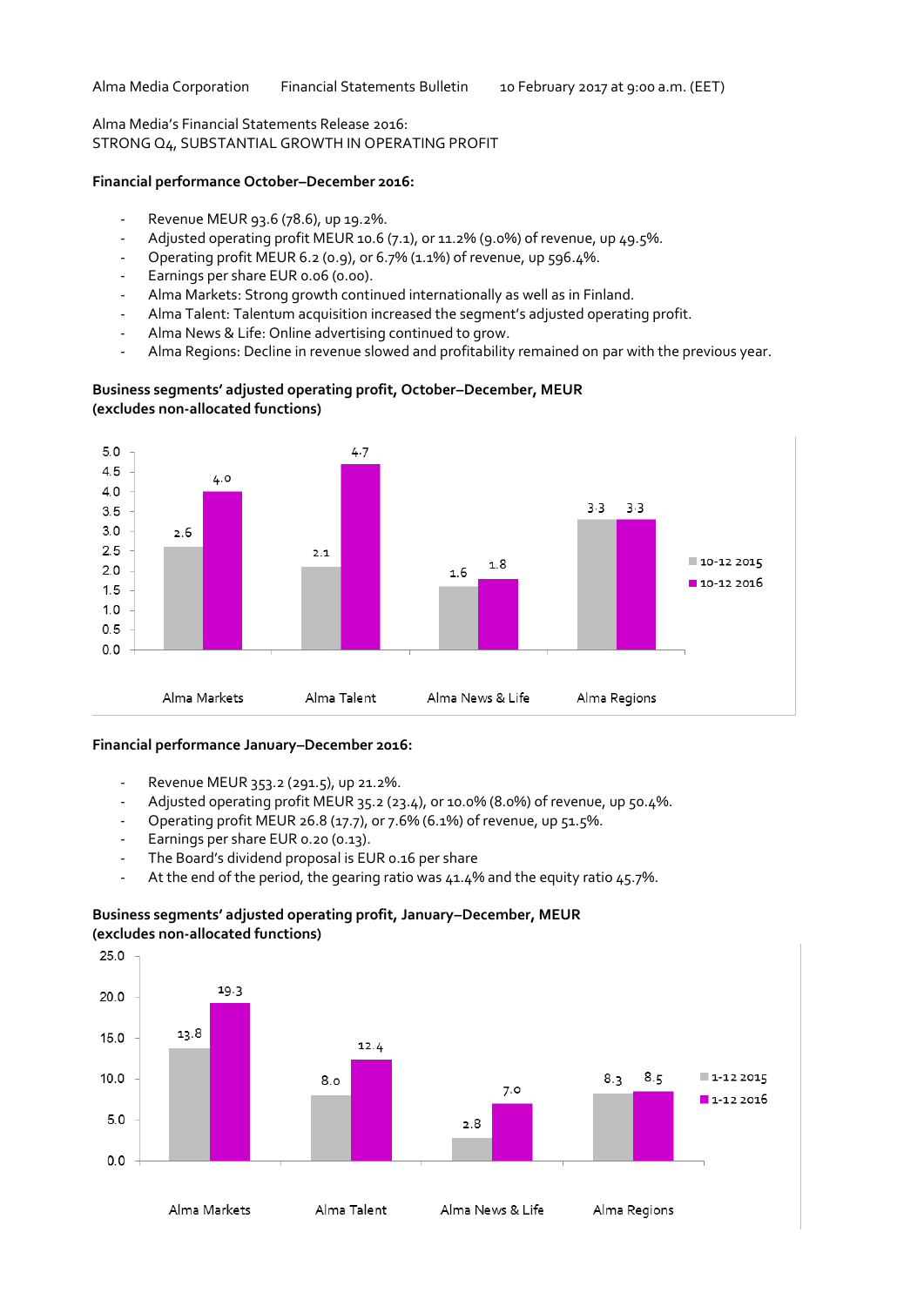Alma Media Corporation    Financial Statements Bulletin    10 February 2017 at 9:00 a.m. (EET)

Alma Media's Financial Statements Release 2016:
STRONG Q4, SUBSTANTIAL GROWTH IN OPERATING PROFIT

**Financial performance October–December 2016:**

- Revenue MEUR 93.6 (78.6), up 19.2%.
- Adjusted operating profit MEUR 10.6 (7.1), or 11.2% (9.0%) of revenue, up 49.5%.
- Operating profit MEUR 6.2 (0.9), or 6.7% (1.1%) of revenue, up 596.4%.
- Earnings per share EUR 0.06 (0.00).
- Alma Markets: Strong growth continued internationally as well as in Finland.
- Alma Talent: Talentum acquisition increased the segment's adjusted operating profit.
- Alma News & Life: Online advertising continued to grow.
- Alma Regions: Decline in revenue slowed and profitability remained on par with the previous year.

**Business segments' adjusted operating profit, October–December, MEUR (excludes non-allocated functions)**

| | 10-12 2015 | 10-12 2016 |
|---|---|---|
| Alma Markets | 2.6 | 4.0 |
| Alma Talent | 2.1 | 4.7 |
| Alma News & Life | 1.6 | 1.8 |
| Alma Regions | 3.3 | 3.3 |

**Financial performance January–December 2016:**

- Revenue MEUR 353.2 (291.5), up 21.2%.
- Adjusted operating profit MEUR 35.2 (23.4), or 10.0% (8.0%) of revenue, up 50.4%.
- Operating profit MEUR 26.8 (17.7), or 7.6% (6.1%) of revenue, up 51.5%.
- Earnings per share EUR 0.20 (0.13).
- The Board's dividend proposal is EUR 0.16 per share
- At the end of the period, the gearing ratio was 41.4% and the equity ratio 45.7%.

**Business segments' adjusted operating profit, January–December, MEUR (excludes non-allocated functions)**

| | 1-12 2015 | 1-12 2016 |
|---|---|---|
| Alma Markets | 13.8 | 19.3 |
| Alma Talent | 8.0 | 12.4 |
| Alma News & Life | 2.8 | 7.0 |
| Alma Regions | 8.3 | 8.5 |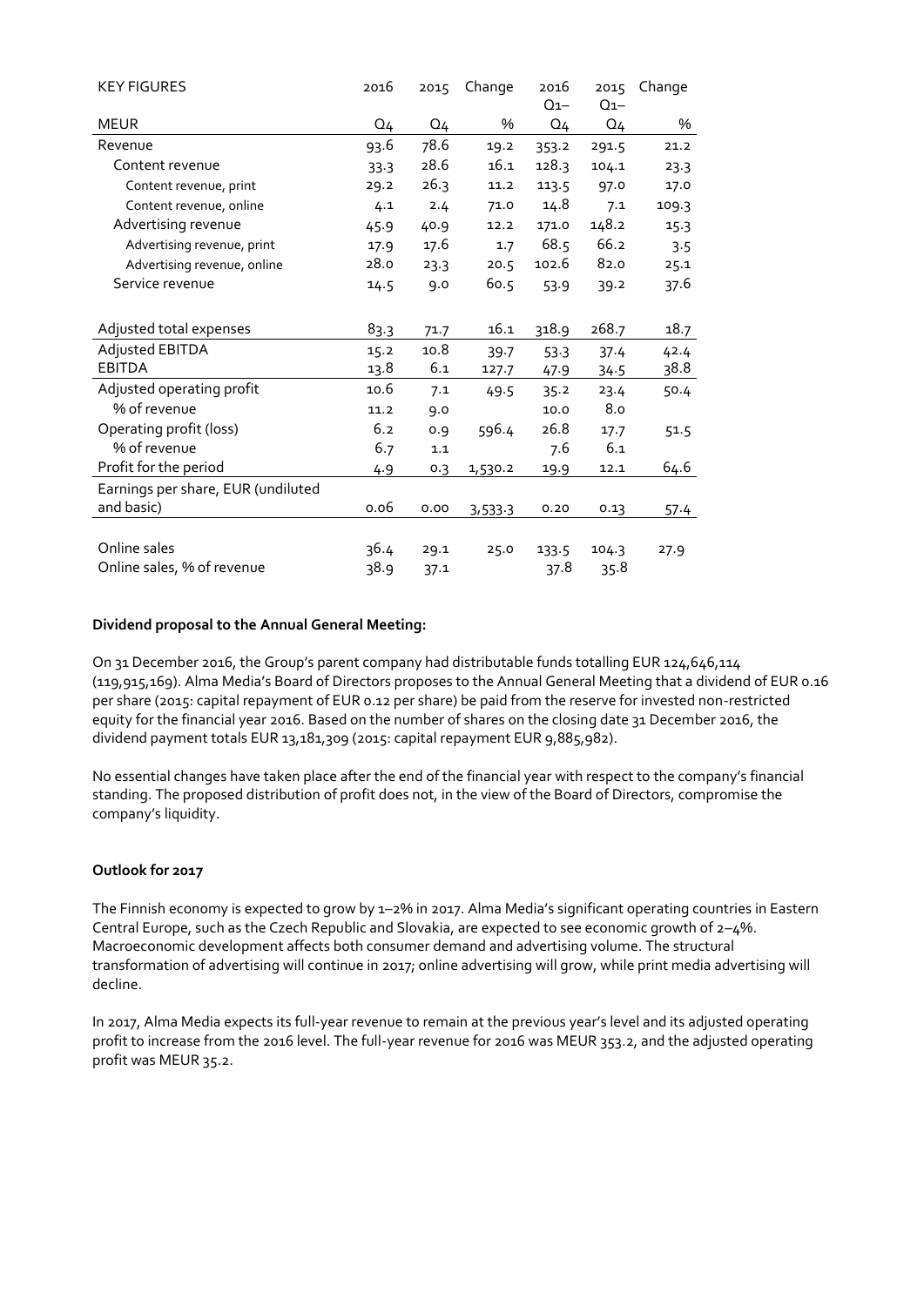| KEY FIGURES | 2016 | 2015 | Change | 2016 Q1–| 2015 Q1– | Change |
|---|---|---|---|---|---|---|
| MEUR | Q4 | Q4 | % | Q4 | Q4 | % |
| Revenue | 93.6 | 78.6 | 19.2 | 353.2 | 291.5 | 21.2 |
| Content revenue | 33.3 | 28.6 | 16.1 | 128.3 | 104.1 | 23.3 |
| Content revenue, print | 29.2 | 26.3 | 11.2 | 113.5 | 97.0 | 17.0 |
| Content revenue, online | 4.1 | 2.4 | 71.0 | 14.8 | 7.1 | 109.3 |
| Advertising revenue | 45.9 | 40.9 | 12.2 | 171.0 | 148.2 | 15.3 |
| Advertising revenue, print | 17.9 | 17.6 | 1.7 | 68.5 | 66.2 | 3.5 |
| Advertising revenue, online | 28.0 | 23.3 | 20.5 | 102.6 | 82.0 | 25.1 |
| Service revenue | 14.5 | 9.0 | 60.5 | 53.9 | 39.2 | 37.6 |
| | | | | | | |
| Adjusted total expenses | 83.3 | 71.7 | 16.1 | 318.9 | 268.7 | 18.7 |
| Adjusted EBITDA | 15.2 | 10.8 | 39.7 | 53.3 | 37.4 | 42.4 |
| EBITDA | 13.8 | 6.1 | 127.7 | 47.9 | 34.5 | 38.8 |
| Adjusted operating profit | 10.6 | 7.1 | 49.5 | 35.2 | 23.4 | 50.4 |
| % of revenue | 11.2 | 9.0 | | 10.0 | 8.0 | |
| Operating profit (loss) | 6.2 | 0.9 | 596.4 | 26.8 | 17.7 | 51.5 |
| % of revenue | 6.7 | 1.1 | | 7.6 | 6.1 | |
| Profit for the period | 4.9 | 0.3 | 1,530.2 | 19.9 | 12.1 | 64.6 |
| Earnings per share, EUR (undiluted and basic) | 0.06 | 0.00 | 3,533.3 | 0.20 | 0.13 | 57.4 |
| | | | | | | |
| Online sales | 36.4 | 29.1 | 25.0 | 133.5 | 104.3 | 27.9 |
| Online sales, % of revenue | 38.9 | 37.1 | | 37.8 | 35.8 | |

**Dividend proposal to the Annual General Meeting:**

On 31 December 2016, the Group's parent company had distributable funds totalling EUR 124,646,114 (119,915,169). Alma Media's Board of Directors proposes to the Annual General Meeting that a dividend of EUR 0.16 per share (2015: capital repayment of EUR 0.12 per share) be paid from the reserve for invested non-restricted equity for the financial year 2016. Based on the number of shares on the closing date 31 December 2016, the dividend payment totals EUR 13,181,309 (2015: capital repayment EUR 9,885,982).

No essential changes have taken place after the end of the financial year with respect to the company's financial standing. The proposed distribution of profit does not, in the view of the Board of Directors, compromise the company's liquidity.

**Outlook for 2017**

The Finnish economy is expected to grow by 1–2% in 2017. Alma Media's significant operating countries in Eastern Central Europe, such as the Czech Republic and Slovakia, are expected to see economic growth of 2–4%. Macroeconomic development affects both consumer demand and advertising volume. The structural transformation of advertising will continue in 2017; online advertising will grow, while print media advertising will decline.

In 2017, Alma Media expects its full-year revenue to remain at the previous year's level and its adjusted operating profit to increase from the 2016 level. The full-year revenue for 2016 was MEUR 353.2, and the adjusted operating profit was MEUR 35.2.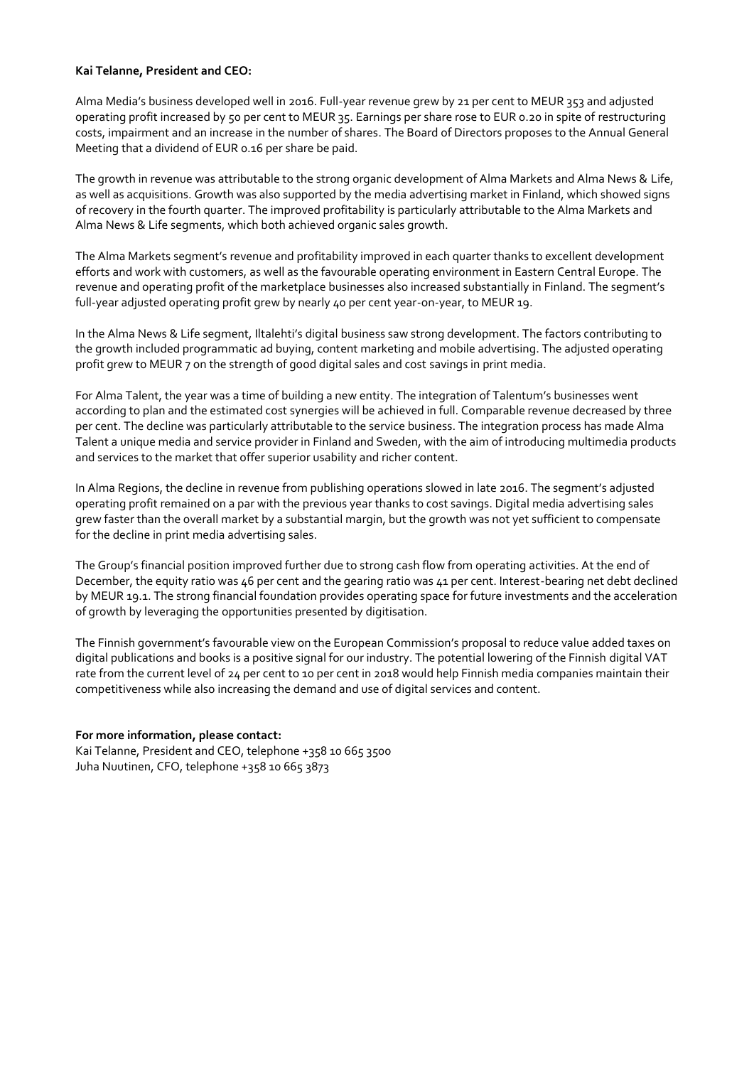**Kai Telanne, President and CEO:**

Alma Media's business developed well in 2016. Full-year revenue grew by 21 per cent to MEUR 353 and adjusted operating profit increased by 50 per cent to MEUR 35. Earnings per share rose to EUR 0.20 in spite of restructuring costs, impairment and an increase in the number of shares. The Board of Directors proposes to the Annual General Meeting that a dividend of EUR 0.16 per share be paid.

The growth in revenue was attributable to the strong organic development of Alma Markets and Alma News & Life, as well as acquisitions. Growth was also supported by the media advertising market in Finland, which showed signs of recovery in the fourth quarter. The improved profitability is particularly attributable to the Alma Markets and Alma News & Life segments, which both achieved organic sales growth.

The Alma Markets segment's revenue and profitability improved in each quarter thanks to excellent development efforts and work with customers, as well as the favourable operating environment in Eastern Central Europe. The revenue and operating profit of the marketplace businesses also increased substantially in Finland. The segment's full-year adjusted operating profit grew by nearly 40 per cent year-on-year, to MEUR 19.

In the Alma News & Life segment, Iltalehti's digital business saw strong development. The factors contributing to the growth included programmatic ad buying, content marketing and mobile advertising. The adjusted operating profit grew to MEUR 7 on the strength of good digital sales and cost savings in print media.

For Alma Talent, the year was a time of building a new entity. The integration of Talentum's businesses went according to plan and the estimated cost synergies will be achieved in full. Comparable revenue decreased by three per cent. The decline was particularly attributable to the service business. The integration process has made Alma Talent a unique media and service provider in Finland and Sweden, with the aim of introducing multimedia products and services to the market that offer superior usability and richer content.

In Alma Regions, the decline in revenue from publishing operations slowed in late 2016. The segment's adjusted operating profit remained on a par with the previous year thanks to cost savings. Digital media advertising sales grew faster than the overall market by a substantial margin, but the growth was not yet sufficient to compensate for the decline in print media advertising sales.

The Group's financial position improved further due to strong cash flow from operating activities. At the end of December, the equity ratio was 46 per cent and the gearing ratio was 41 per cent. Interest-bearing net debt declined by MEUR 19.1. The strong financial foundation provides operating space for future investments and the acceleration of growth by leveraging the opportunities presented by digitisation.

The Finnish government's favourable view on the European Commission's proposal to reduce value added taxes on digital publications and books is a positive signal for our industry. The potential lowering of the Finnish digital VAT rate from the current level of 24 per cent to 10 per cent in 2018 would help Finnish media companies maintain their competitiveness while also increasing the demand and use of digital services and content.

**For more information, please contact:**
Kai Telanne, President and CEO, telephone +358 10 665 3500
Juha Nuutinen, CFO, telephone +358 10 665 3873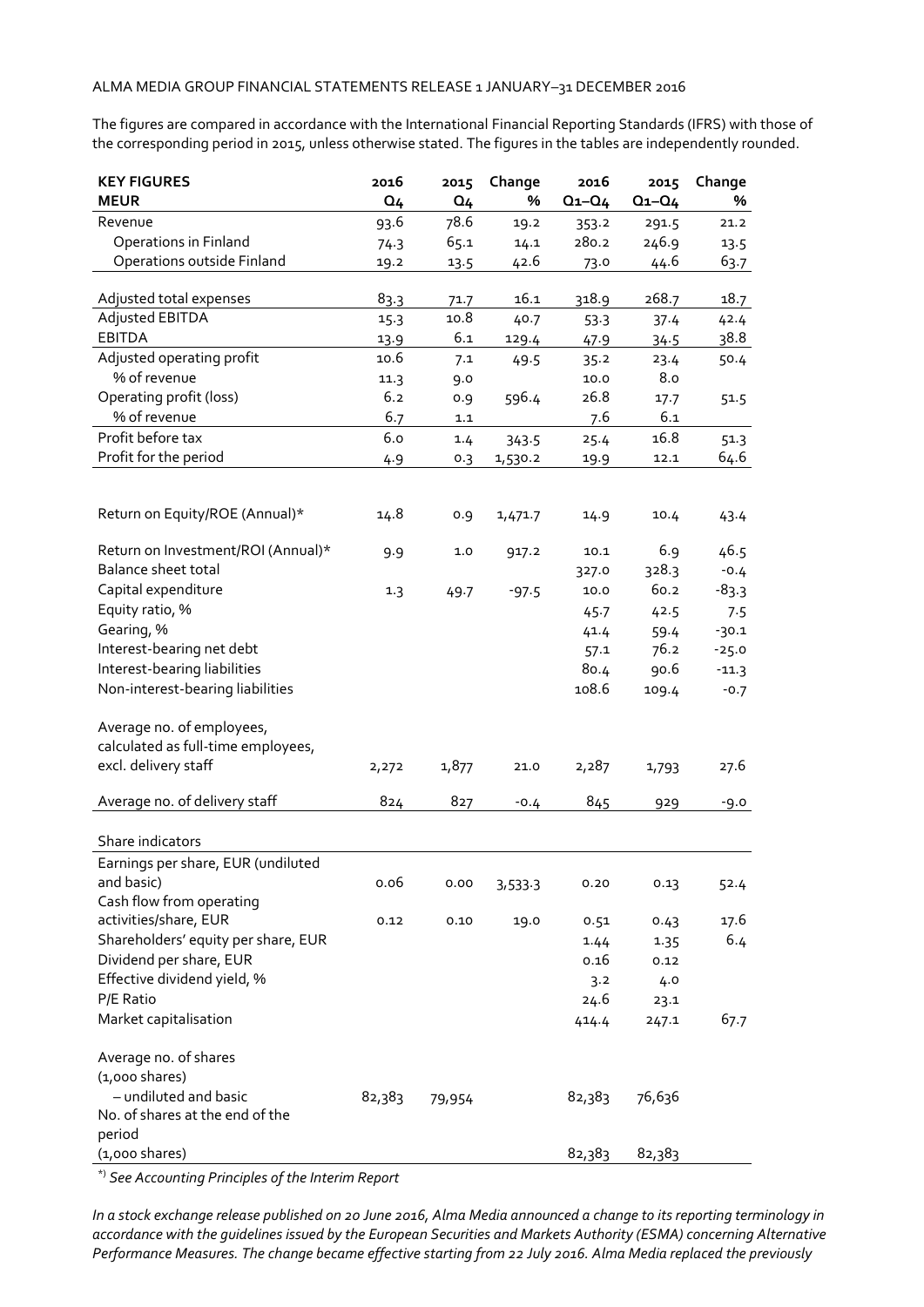ALMA MEDIA GROUP FINANCIAL STATEMENTS RELEASE 1 JANUARY–31 DECEMBER 2016

The figures are compared in accordance with the International Financial Reporting Standards (IFRS) with those of the corresponding period in 2015, unless otherwise stated. The figures in the tables are independently rounded.

| KEY FIGURES<br>MEUR | 2016<br>Q4 | 2015<br>Q4 | Change<br>% | 2016<br>Q1–Q4 | 2015<br>Q1–Q4 | Change<br>% |
|---|---|---|---|---|---|---|
| Revenue | 93.6 | 78.6 | 19.2 | 353.2 | 291.5 | 21.2 |
| Operations in Finland | 74.3 | 65.1 | 14.1 | 280.2 | 246.9 | 13.5 |
| Operations outside Finland | 19.2 | 13.5 | 42.6 | 73.0 | 44.6 | 63.7 |
| Adjusted total expenses | 83.3 | 71.7 | 16.1 | 318.9 | 268.7 | 18.7 |
| Adjusted EBITDA | 15.3 | 10.8 | 40.7 | 53.3 | 37.4 | 42.4 |
| EBITDA | 13.9 | 6.1 | 129.4 | 47.9 | 34.5 | 38.8 |
| Adjusted operating profit | 10.6 | 7.1 | 49.5 | 35.2 | 23.4 | 50.4 |
| % of revenue | 11.3 | 9.0 | | 10.0 | 8.0 | |
| Operating profit (loss) | 6.2 | 0.9 | 596.4 | 26.8 | 17.7 | 51.5 |
| % of revenue | 6.7 | 1.1 | | 7.6 | 6.1 | |
| Profit before tax | 6.0 | 1.4 | 343.5 | 25.4 | 16.8 | 51.3 |
| Profit for the period | 4.9 | 0.3 | 1,530.2 | 19.9 | 12.1 | 64.6 |
| | | | | | | |
| Return on Equity/ROE (Annual)* | 14.8 | 0.9 | 1,471.7 | 14.9 | 10.4 | 43.4 |
| Return on Investment/ROI (Annual)* | 9.9 | 1.0 | 917.2 | 10.1 | 6.9 | 46.5 |
| Balance sheet total | | | | 327.0 | 328.3 | -0.4 |
| Capital expenditure | 1.3 | 49.7 | -97.5 | 10.0 | 60.2 | -83.3 |
| Equity ratio, % | | | | 45.7 | 42.5 | 7.5 |
| Gearing, % | | | | 41.4 | 59.4 | -30.1 |
| Interest-bearing net debt | | | | 57.1 | 76.2 | -25.0 |
| Interest-bearing liabilities | | | | 80.4 | 90.6 | -11.3 |
| Non-interest-bearing liabilities | | | | 108.6 | 109.4 | -0.7 |
| | | | | | | |
| Average no. of employees, calculated as full-time employees, excl. delivery staff | 2,272 | 1,877 | 21.0 | 2,287 | 1,793 | 27.6 |
| Average no. of delivery staff | 824 | 827 | -0.4 | 845 | 929 | -9.0 |
| | | | | | | |
| Share indicators | | | | | | |
| Earnings per share, EUR (undiluted and basic) | 0.06 | 0.00 | 3,533.3 | 0.20 | 0.13 | 52.4 |
| Cash flow from operating activities/share, EUR | 0.12 | 0.10 | 19.0 | 0.51 | 0.43 | 17.6 |
| Shareholders' equity per share, EUR | | | | 1.44 | 1.35 | 6.4 |
| Dividend per share, EUR | | | | 0.16 | 0.12 | |
| Effective dividend yield, % | | | | 3.2 | 4.0 | |
| P/E Ratio | | | | 24.6 | 23.1 | |
| Market capitalisation | | | | 414.4 | 247.1 | 67.7 |
| | | | | | | |
| Average no. of shares (1,000 shares) – undiluted and basic | 82,383 | 79,954 | | 82,383 | 76,636 | |
| No. of shares at the end of the period (1,000 shares) | | | | 82,383 | 82,383 | |

*) *See Accounting Principles of the Interim Report*

*In a stock exchange release published on 20 June 2016, Alma Media announced a change to its reporting terminology in accordance with the guidelines issued by the European Securities and Markets Authority (ESMA) concerning Alternative Performance Measures. The change became effective starting from 22 July 2016. Alma Media replaced the previously*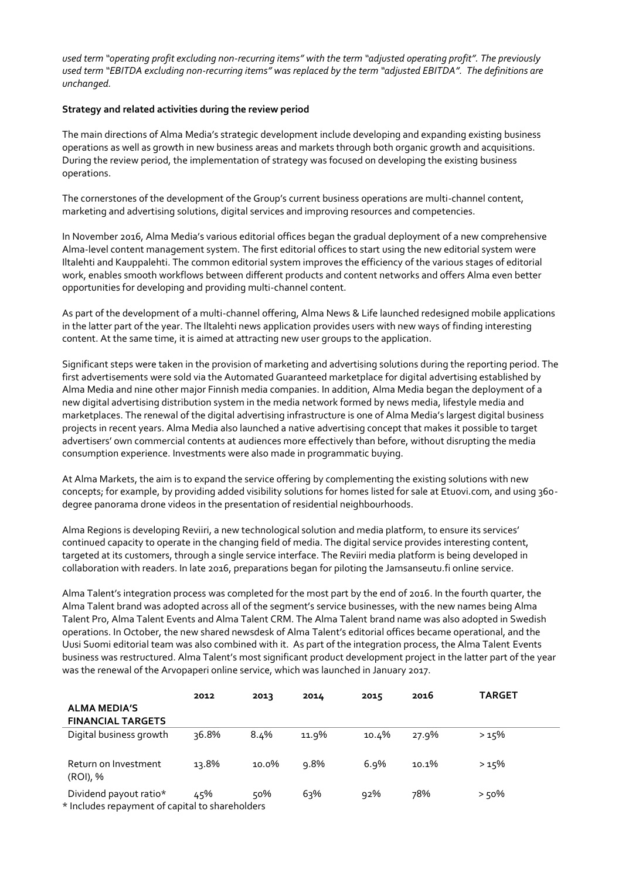*used term "operating profit excluding non-recurring items" with the term "adjusted operating profit". The previously used term "EBITDA excluding non-recurring items" was replaced by the term "adjusted EBITDA". The definitions are unchanged.*

**Strategy and related activities during the review period**

The main directions of Alma Media's strategic development include developing and expanding existing business operations as well as growth in new business areas and markets through both organic growth and acquisitions. During the review period, the implementation of strategy was focused on developing the existing business operations.

The cornerstones of the development of the Group's current business operations are multi-channel content, marketing and advertising solutions, digital services and improving resources and competencies.

In November 2016, Alma Media's various editorial offices began the gradual deployment of a new comprehensive Alma-level content management system. The first editorial offices to start using the new editorial system were Iltalehti and Kauppalehti. The common editorial system improves the efficiency of the various stages of editorial work, enables smooth workflows between different products and content networks and offers Alma even better opportunities for developing and providing multi-channel content.

As part of the development of a multi-channel offering, Alma News & Life launched redesigned mobile applications in the latter part of the year. The Iltalehti news application provides users with new ways of finding interesting content. At the same time, it is aimed at attracting new user groups to the application.

Significant steps were taken in the provision of marketing and advertising solutions during the reporting period. The first advertisements were sold via the Automated Guaranteed marketplace for digital advertising established by Alma Media and nine other major Finnish media companies. In addition, Alma Media began the deployment of a new digital advertising distribution system in the media network formed by news media, lifestyle media and marketplaces. The renewal of the digital advertising infrastructure is one of Alma Media's largest digital business projects in recent years. Alma Media also launched a native advertising concept that makes it possible to target advertisers' own commercial contents at audiences more effectively than before, without disrupting the media consumption experience. Investments were also made in programmatic buying.

At Alma Markets, the aim is to expand the service offering by complementing the existing solutions with new concepts; for example, by providing added visibility solutions for homes listed for sale at Etuovi.com, and using 360-degree panorama drone videos in the presentation of residential neighbourhoods.

Alma Regions is developing Reviiri, a new technological solution and media platform, to ensure its services' continued capacity to operate in the changing field of media. The digital service provides interesting content, targeted at its customers, through a single service interface. The Reviiri media platform is being developed in collaboration with readers. In late 2016, preparations began for piloting the Jamsanseutu.fi online service.

Alma Talent's integration process was completed for the most part by the end of 2016. In the fourth quarter, the Alma Talent brand was adopted across all of the segment's service businesses, with the new names being Alma Talent Pro, Alma Talent Events and Alma Talent CRM. The Alma Talent brand name was also adopted in Swedish operations. In October, the new shared newsdesk of Alma Talent's editorial offices became operational, and the Uusi Suomi editorial team was also combined with it. As part of the integration process, the Alma Talent Events business was restructured. Alma Talent's most significant product development project in the latter part of the year was the renewal of the Arvopaperi online service, which was launched in January 2017.

| ALMA MEDIA'S FINANCIAL TARGETS | 2012 | 2013 | 2014 | 2015 | 2016 | TARGET |
|---|---|---|---|---|---|---|
| Digital business growth | 36.8% | 8.4% | 11.9% | 10.4% | 27.9% | > 15% |
| Return on Investment (ROI), % | 13.8% | 10.0% | 9.8% | 6.9% | 10.1% | > 15% |
| Dividend payout ratio* | 45% | 50% | 63% | 92% | 78% | > 50% |

\* Includes repayment of capital to shareholders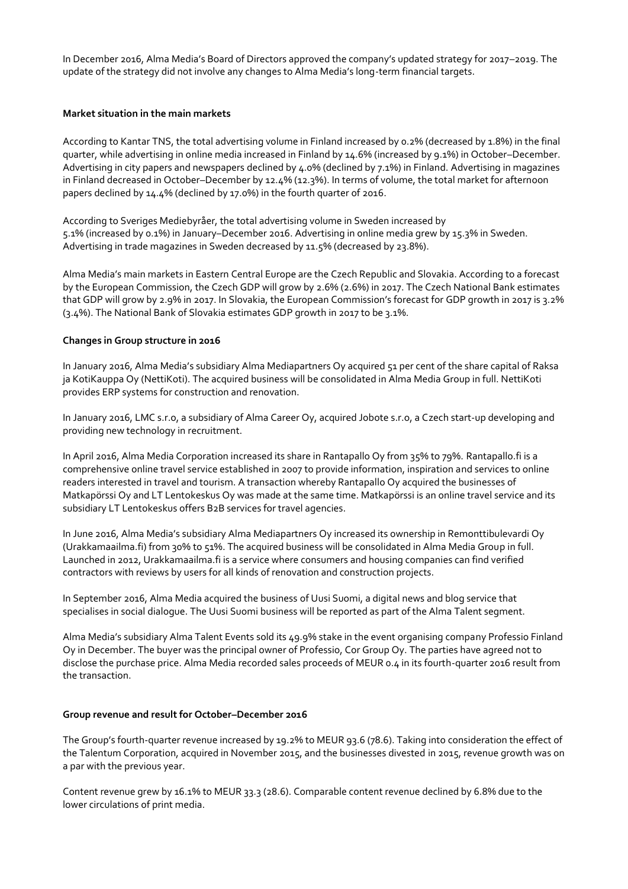In December 2016, Alma Media's Board of Directors approved the company's updated strategy for 2017–2019. The update of the strategy did not involve any changes to Alma Media's long-term financial targets.

**Market situation in the main markets**

According to Kantar TNS, the total advertising volume in Finland increased by 0.2% (decreased by 1.8%) in the final quarter, while advertising in online media increased in Finland by 14.6% (increased by 9.1%) in October–December. Advertising in city papers and newspapers declined by 4.0% (declined by 7.1%) in Finland. Advertising in magazines in Finland decreased in October–December by 12.4% (12.3%). In terms of volume, the total market for afternoon papers declined by 14.4% (declined by 17.0%) in the fourth quarter of 2016.

According to Sveriges Mediebyråer, the total advertising volume in Sweden increased by 5.1% (increased by 0.1%) in January–December 2016. Advertising in online media grew by 15.3% in Sweden. Advertising in trade magazines in Sweden decreased by 11.5% (decreased by 23.8%).

Alma Media's main markets in Eastern Central Europe are the Czech Republic and Slovakia. According to a forecast by the European Commission, the Czech GDP will grow by 2.6% (2.6%) in 2017. The Czech National Bank estimates that GDP will grow by 2.9% in 2017. In Slovakia, the European Commission's forecast for GDP growth in 2017 is 3.2% (3.4%). The National Bank of Slovakia estimates GDP growth in 2017 to be 3.1%.

**Changes in Group structure in 2016**

In January 2016, Alma Media's subsidiary Alma Mediapartners Oy acquired 51 per cent of the share capital of Raksa ja KotiKauppa Oy (NettiKoti). The acquired business will be consolidated in Alma Media Group in full. NettiKoti provides ERP systems for construction and renovation.

In January 2016, LMC s.r.o, a subsidiary of Alma Career Oy, acquired Jobote s.r.o, a Czech start-up developing and providing new technology in recruitment.

In April 2016, Alma Media Corporation increased its share in Rantapallo Oy from 35% to 79%. Rantapallo.fi is a comprehensive online travel service established in 2007 to provide information, inspiration and services to online readers interested in travel and tourism. A transaction whereby Rantapallo Oy acquired the businesses of Matkapörssi Oy and LT Lentokeskus Oy was made at the same time. Matkapörssi is an online travel service and its subsidiary LT Lentokeskus offers B2B services for travel agencies.

In June 2016, Alma Media's subsidiary Alma Mediapartners Oy increased its ownership in Remonttibulevardi Oy (Urakkamaailma.fi) from 30% to 51%. The acquired business will be consolidated in Alma Media Group in full. Launched in 2012, Urakkamaailma.fi is a service where consumers and housing companies can find verified contractors with reviews by users for all kinds of renovation and construction projects.

In September 2016, Alma Media acquired the business of Uusi Suomi, a digital news and blog service that specialises in social dialogue. The Uusi Suomi business will be reported as part of the Alma Talent segment.

Alma Media's subsidiary Alma Talent Events sold its 49.9% stake in the event organising company Professio Finland Oy in December. The buyer was the principal owner of Professio, Cor Group Oy. The parties have agreed not to disclose the purchase price. Alma Media recorded sales proceeds of MEUR 0.4 in its fourth-quarter 2016 result from the transaction.

**Group revenue and result for October–December 2016**

The Group's fourth-quarter revenue increased by 19.2% to MEUR 93.6 (78.6). Taking into consideration the effect of the Talentum Corporation, acquired in November 2015, and the businesses divested in 2015, revenue growth was on a par with the previous year.

Content revenue grew by 16.1% to MEUR 33.3 (28.6). Comparable content revenue declined by 6.8% due to the lower circulations of print media.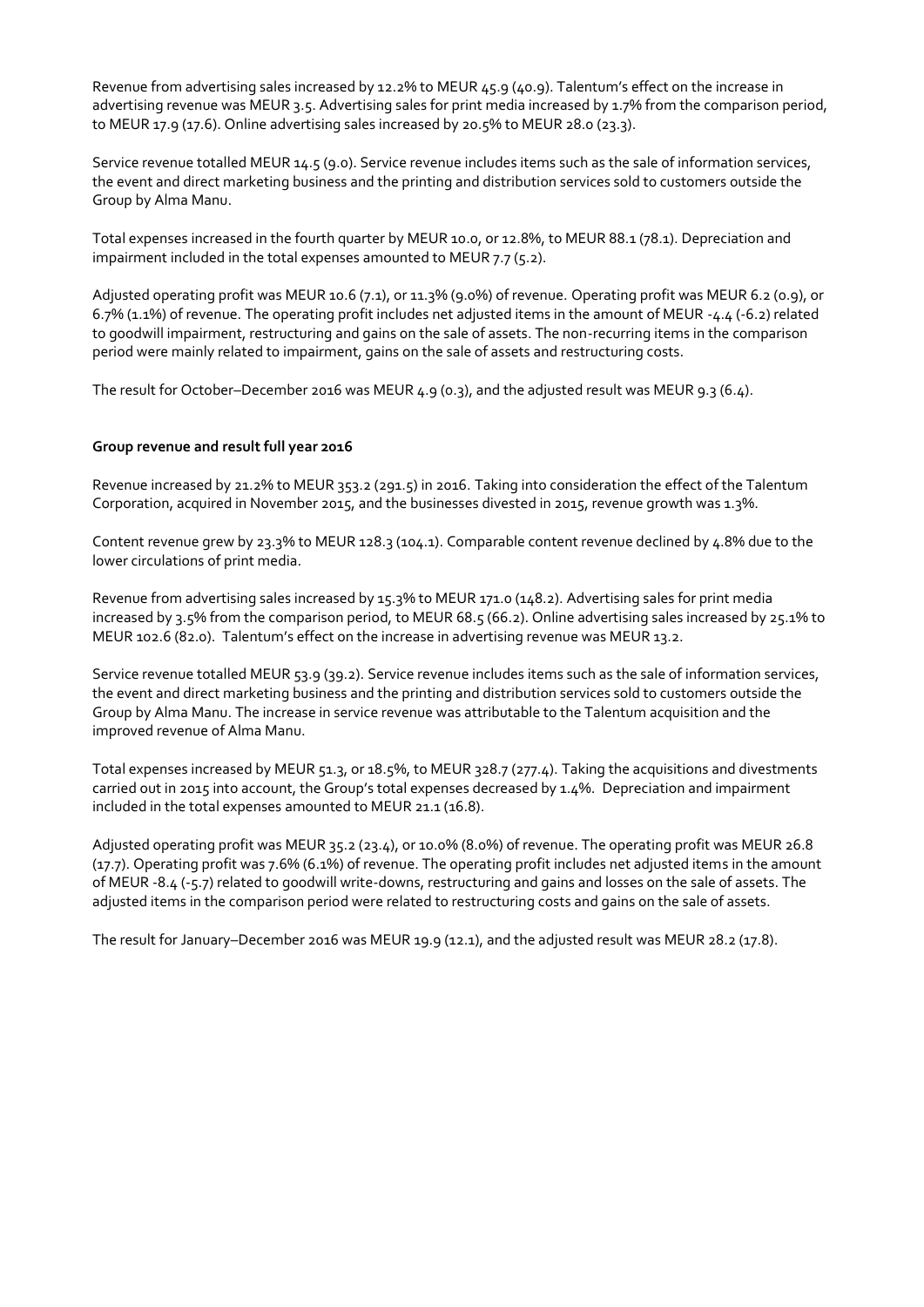Revenue from advertising sales increased by 12.2% to MEUR 45.9 (40.9). Talentum's effect on the increase in advertising revenue was MEUR 3.5. Advertising sales for print media increased by 1.7% from the comparison period, to MEUR 17.9 (17.6). Online advertising sales increased by 20.5% to MEUR 28.0 (23.3).

Service revenue totalled MEUR 14.5 (9.0). Service revenue includes items such as the sale of information services, the event and direct marketing business and the printing and distribution services sold to customers outside the Group by Alma Manu.

Total expenses increased in the fourth quarter by MEUR 10.0, or 12.8%, to MEUR 88.1 (78.1). Depreciation and impairment included in the total expenses amounted to MEUR 7.7 (5.2).

Adjusted operating profit was MEUR 10.6 (7.1), or 11.3% (9.0%) of revenue. Operating profit was MEUR 6.2 (0.9), or 6.7% (1.1%) of revenue. The operating profit includes net adjusted items in the amount of MEUR -4.4 (-6.2) related to goodwill impairment, restructuring and gains on the sale of assets. The non-recurring items in the comparison period were mainly related to impairment, gains on the sale of assets and restructuring costs.

The result for October–December 2016 was MEUR 4.9 (0.3), and the adjusted result was MEUR 9.3 (6.4).

**Group revenue and result full year 2016**

Revenue increased by 21.2% to MEUR 353.2 (291.5) in 2016. Taking into consideration the effect of the Talentum Corporation, acquired in November 2015, and the businesses divested in 2015, revenue growth was 1.3%.

Content revenue grew by 23.3% to MEUR 128.3 (104.1). Comparable content revenue declined by 4.8% due to the lower circulations of print media.

Revenue from advertising sales increased by 15.3% to MEUR 171.0 (148.2). Advertising sales for print media increased by 3.5% from the comparison period, to MEUR 68.5 (66.2). Online advertising sales increased by 25.1% to MEUR 102.6 (82.0). Talentum's effect on the increase in advertising revenue was MEUR 13.2.

Service revenue totalled MEUR 53.9 (39.2). Service revenue includes items such as the sale of information services, the event and direct marketing business and the printing and distribution services sold to customers outside the Group by Alma Manu. The increase in service revenue was attributable to the Talentum acquisition and the improved revenue of Alma Manu.

Total expenses increased by MEUR 51.3, or 18.5%, to MEUR 328.7 (277.4). Taking the acquisitions and divestments carried out in 2015 into account, the Group's total expenses decreased by 1.4%. Depreciation and impairment included in the total expenses amounted to MEUR 21.1 (16.8).

Adjusted operating profit was MEUR 35.2 (23.4), or 10.0% (8.0%) of revenue. The operating profit was MEUR 26.8 (17.7). Operating profit was 7.6% (6.1%) of revenue. The operating profit includes net adjusted items in the amount of MEUR -8.4 (-5.7) related to goodwill write-downs, restructuring and gains and losses on the sale of assets. The adjusted items in the comparison period were related to restructuring costs and gains on the sale of assets.

The result for January–December 2016 was MEUR 19.9 (12.1), and the adjusted result was MEUR 28.2 (17.8).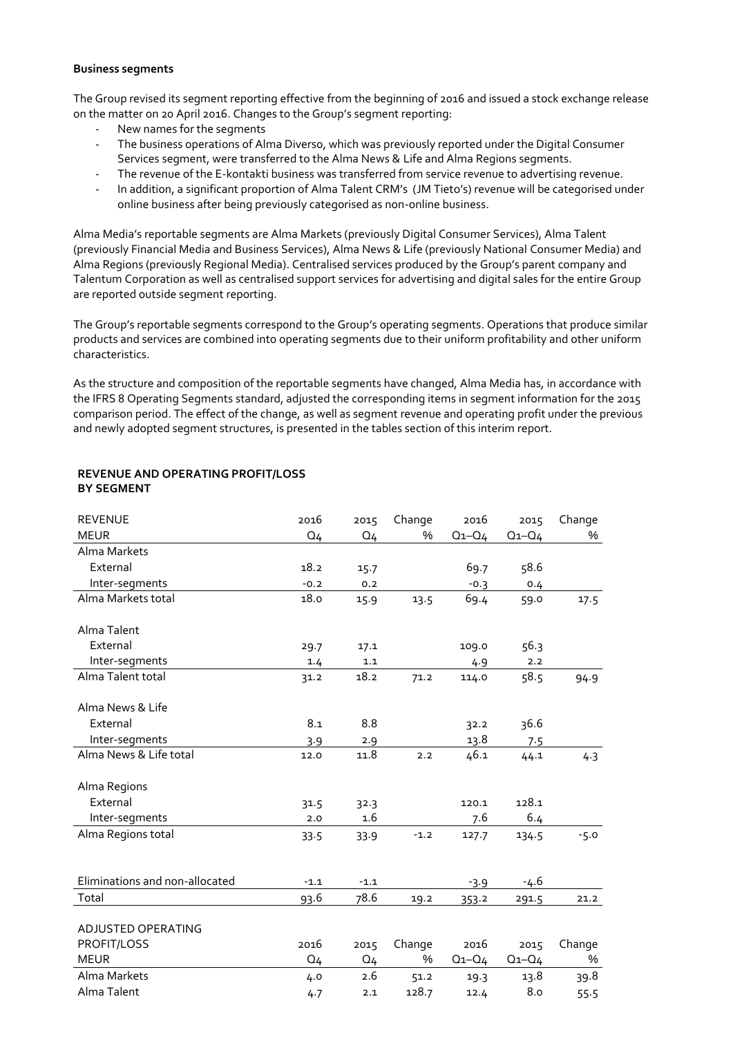**Business segments**

The Group revised its segment reporting effective from the beginning of 2016 and issued a stock exchange release on the matter on 20 April 2016. Changes to the Group's segment reporting:

- New names for the segments
- The business operations of Alma Diverso, which was previously reported under the Digital Consumer Services segment, were transferred to the Alma News & Life and Alma Regions segments.
- The revenue of the E-kontakti business was transferred from service revenue to advertising revenue.
- In addition, a significant proportion of Alma Talent CRM's (JM Tieto's) revenue will be categorised under online business after being previously categorised as non-online business.

Alma Media's reportable segments are Alma Markets (previously Digital Consumer Services), Alma Talent (previously Financial Media and Business Services), Alma News & Life (previously National Consumer Media) and Alma Regions (previously Regional Media). Centralised services produced by the Group's parent company and Talentum Corporation as well as centralised support services for advertising and digital sales for the entire Group are reported outside segment reporting.

The Group's reportable segments correspond to the Group's operating segments. Operations that produce similar products and services are combined into operating segments due to their uniform profitability and other uniform characteristics.

As the structure and composition of the reportable segments have changed, Alma Media has, in accordance with the IFRS 8 Operating Segments standard, adjusted the corresponding items in segment information for the 2015 comparison period. The effect of the change, as well as segment revenue and operating profit under the previous and newly adopted segment structures, is presented in the tables section of this interim report.

**REVENUE AND OPERATING PROFIT/LOSS BY SEGMENT**

| REVENUE MEUR | 2016 Q4 | 2015 Q4 | Change % | 2016 Q1–Q4 | 2015 Q1–Q4 | Change % |
|---|---|---|---|---|---|---|
| Alma Markets | | | | | | |
| External | 18.2 | 15.7 | | 69.7 | 58.6 | |
| Inter-segments | -0.2 | 0.2 | | -0.3 | 0.4 | |
| Alma Markets total | 18.0 | 15.9 | 13.5 | 69.4 | 59.0 | 17.5 |
| | | | | | | |
| Alma Talent | | | | | | |
| External | 29.7 | 17.1 | | 109.0 | 56.3 | |
| Inter-segments | 1.4 | 1.1 | | 4.9 | 2.2 | |
| Alma Talent total | 31.2 | 18.2 | 71.2 | 114.0 | 58.5 | 94.9 |
| | | | | | | |
| Alma News & Life | | | | | | |
| External | 8.1 | 8.8 | | 32.2 | 36.6 | |
| Inter-segments | 3.9 | 2.9 | | 13.8 | 7.5 | |
| Alma News & Life total | 12.0 | 11.8 | 2.2 | 46.1 | 44.1 | 4.3 |
| | | | | | | |
| Alma Regions | | | | | | |
| External | 31.5 | 32.3 | | 120.1 | 128.1 | |
| Inter-segments | 2.0 | 1.6 | | 7.6 | 6.4 | |
| Alma Regions total | 33.5 | 33.9 | -1.2 | 127.7 | 134.5 | -5.0 |
| | | | | | | |
| Eliminations and non-allocated | -1.1 | -1.1 | | -3.9 | -4.6 | |
| Total | 93.6 | 78.6 | 19.2 | 353.2 | 291.5 | 21.2 |

| ADJUSTED OPERATING PROFIT/LOSS MEUR | 2016 Q4 | 2015 Q4 | Change % | 2016 Q1–Q4 | 2015 Q1–Q4 | Change % |
|---|---|---|---|---|---|---|
| Alma Markets | 4.0 | 2.6 | 51.2 | 19.3 | 13.8 | 39.8 |
| Alma Talent | 4.7 | 2.1 | 128.7 | 12.4 | 8.0 | 55.5 |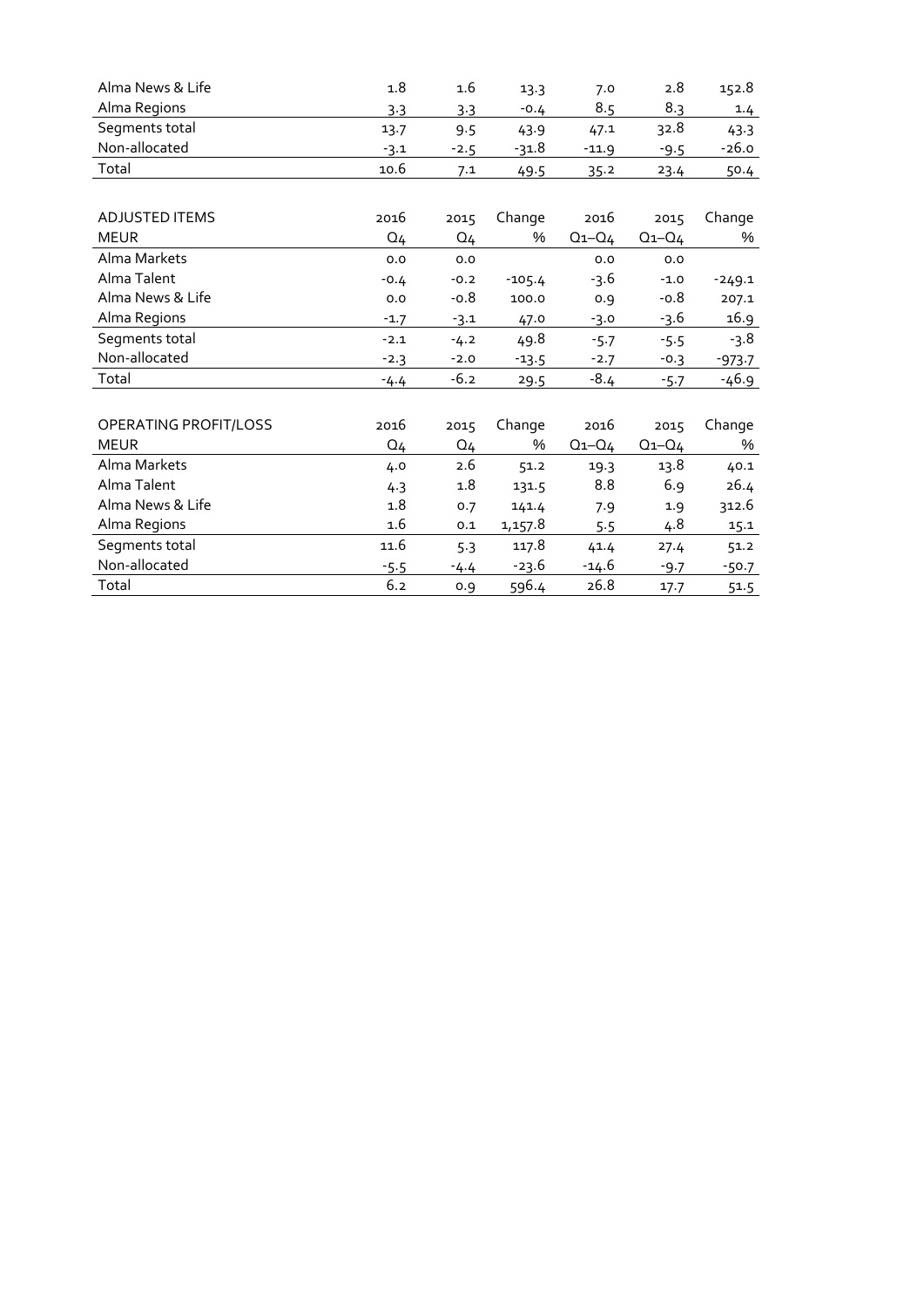| | | | | | | |
|---|---|---|---|---|---|---|
| Alma News & Life | 1.8 | 1.6 | 13.3 | 7.0 | 2.8 | 152.8 |
| Alma Regions | 3.3 | 3.3 | -0.4 | 8.5 | 8.3 | 1.4 |
| Segments total | 13.7 | 9.5 | 43.9 | 47.1 | 32.8 | 43.3 |
| Non-allocated | -3.1 | -2.5 | -31.8 | -11.9 | -9.5 | -26.0 |
| Total | 10.6 | 7.1 | 49.5 | 35.2 | 23.4 | 50.4 |

| ADJUSTED ITEMS | 2016 | 2015 | Change | 2016 | 2015 | Change |
|---|---|---|---|---|---|---|
| MEUR | Q4 | Q4 | % | Q1–Q4 | Q1–Q4 | % |
| Alma Markets | 0.0 | 0.0 | | 0.0 | 0.0 | |
| Alma Talent | -0.4 | -0.2 | -105.4 | -3.6 | -1.0 | -249.1 |
| Alma News & Life | 0.0 | -0.8 | 100.0 | 0.9 | -0.8 | 207.1 |
| Alma Regions | -1.7 | -3.1 | 47.0 | -3.0 | -3.6 | 16.9 |
| Segments total | -2.1 | -4.2 | 49.8 | -5.7 | -5.5 | -3.8 |
| Non-allocated | -2.3 | -2.0 | -13.5 | -2.7 | -0.3 | -973.7 |
| Total | -4.4 | -6.2 | 29.5 | -8.4 | -5.7 | -46.9 |

| OPERATING PROFIT/LOSS | 2016 | 2015 | Change | 2016 | 2015 | Change |
|---|---|---|---|---|---|---|
| MEUR | Q4 | Q4 | % | Q1–Q4 | Q1–Q4 | % |
| Alma Markets | 4.0 | 2.6 | 51.2 | 19.3 | 13.8 | 40.1 |
| Alma Talent | 4.3 | 1.8 | 131.5 | 8.8 | 6.9 | 26.4 |
| Alma News & Life | 1.8 | 0.7 | 141.4 | 7.9 | 1.9 | 312.6 |
| Alma Regions | 1.6 | 0.1 | 1,157.8 | 5.5 | 4.8 | 15.1 |
| Segments total | 11.6 | 5.3 | 117.8 | 41.4 | 27.4 | 51.2 |
| Non-allocated | -5.5 | -4.4 | -23.6 | -14.6 | -9.7 | -50.7 |
| Total | 6.2 | 0.9 | 596.4 | 26.8 | 17.7 | 51.5 |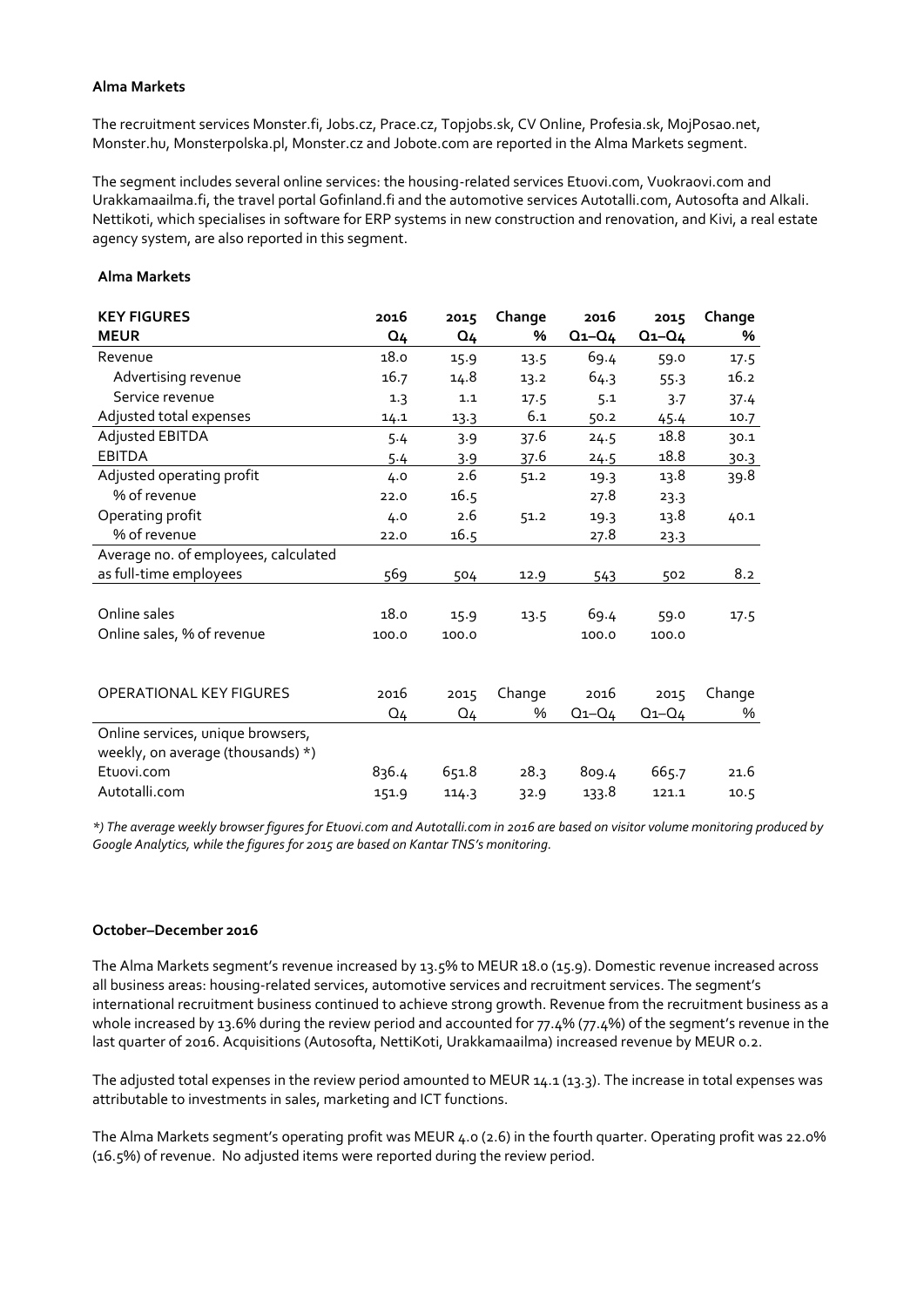**Alma Markets**

The recruitment services Monster.fi, Jobs.cz, Prace.cz, Topjobs.sk, CV Online, Profesia.sk, MojPosao.net, Monster.hu, Monsterpolska.pl, Monster.cz and Jobote.com are reported in the Alma Markets segment.

The segment includes several online services: the housing-related services Etuovi.com, Vuokraovi.com and Urakkamaailma.fi, the travel portal Gofinland.fi and the automotive services Autotalli.com, Autosofta and Alkali. Nettikoti, which specialises in software for ERP systems in new construction and renovation, and Kivi, a real estate agency system, are also reported in this segment.

**Alma Markets**

| KEY FIGURES<br>MEUR | 2016<br>Q4 | 2015<br>Q4 | Change<br>% | 2016<br>Q1–Q4 | 2015<br>Q1–Q4 | Change<br>% |
|---|---|---|---|---|---|---|
| Revenue | 18.0 | 15.9 | 13.5 | 69.4 | 59.0 | 17.5 |
| Advertising revenue | 16.7 | 14.8 | 13.2 | 64.3 | 55.3 | 16.2 |
| Service revenue | 1.3 | 1.1 | 17.5 | 5.1 | 3.7 | 37.4 |
| Adjusted total expenses | 14.1 | 13.3 | 6.1 | 50.2 | 45.4 | 10.7 |
| Adjusted EBITDA | 5.4 | 3.9 | 37.6 | 24.5 | 18.8 | 30.1 |
| EBITDA | 5.4 | 3.9 | 37.6 | 24.5 | 18.8 | 30.3 |
| Adjusted operating profit | 4.0 | 2.6 | 51.2 | 19.3 | 13.8 | 39.8 |
| % of revenue | 22.0 | 16.5 | | 27.8 | 23.3 | |
| Operating profit | 4.0 | 2.6 | 51.2 | 19.3 | 13.8 | 40.1 |
| % of revenue | 22.0 | 16.5 | | 27.8 | 23.3 | |
| Average no. of employees, calculated as full-time employees | 569 | 504 | 12.9 | 543 | 502 | 8.2 |
| Online sales | 18.0 | 15.9 | 13.5 | 69.4 | 59.0 | 17.5 |
| Online sales, % of revenue | 100.0 | 100.0 | | 100.0 | 100.0 | |

| OPERATIONAL KEY FIGURES | 2016<br>Q4 | 2015<br>Q4 | Change<br>% | 2016<br>Q1–Q4 | 2015<br>Q1–Q4 | Change<br>% |
|---|---|---|---|---|---|---|
| Online services, unique browsers, weekly, on average (thousands) *) | | | | | | |
| Etuovi.com | 836.4 | 651.8 | 28.3 | 809.4 | 665.7 | 21.6 |
| Autotalli.com | 151.9 | 114.3 | 32.9 | 133.8 | 121.1 | 10.5 |

*\*) The average weekly browser figures for Etuovi.com and Autotalli.com in 2016 are based on visitor volume monitoring produced by Google Analytics, while the figures for 2015 are based on Kantar TNS's monitoring.*

**October–December 2016**

The Alma Markets segment's revenue increased by 13.5% to MEUR 18.0 (15.9). Domestic revenue increased across all business areas: housing-related services, automotive services and recruitment services. The segment's international recruitment business continued to achieve strong growth. Revenue from the recruitment business as a whole increased by 13.6% during the review period and accounted for 77.4% (77.4%) of the segment's revenue in the last quarter of 2016. Acquisitions (Autosofta, NettiKoti, Urakkamaailma) increased revenue by MEUR 0.2.

The adjusted total expenses in the review period amounted to MEUR 14.1 (13.3). The increase in total expenses was attributable to investments in sales, marketing and ICT functions.

The Alma Markets segment's operating profit was MEUR 4.0 (2.6) in the fourth quarter. Operating profit was 22.0% (16.5%) of revenue. No adjusted items were reported during the review period.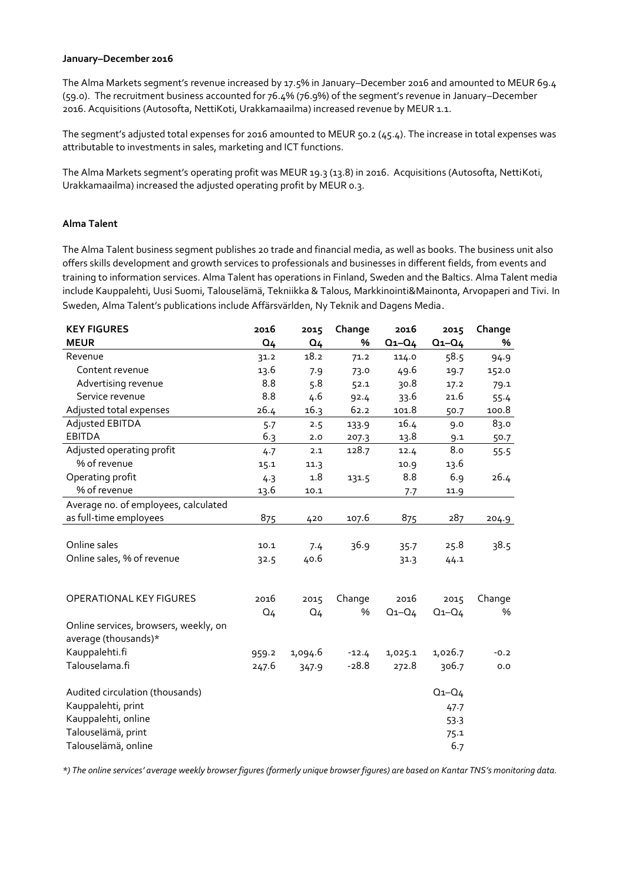**January–December 2016**

The Alma Markets segment's revenue increased by 17.5% in January–December 2016 and amounted to MEUR 69.4 (59.0). The recruitment business accounted for 76.4% (76.9%) of the segment's revenue in January–December 2016. Acquisitions (Autosofta, NettiKoti, Urakkamaailma) increased revenue by MEUR 1.1.

The segment's adjusted total expenses for 2016 amounted to MEUR 50.2 (45.4). The increase in total expenses was attributable to investments in sales, marketing and ICT functions.

The Alma Markets segment's operating profit was MEUR 19.3 (13.8) in 2016. Acquisitions (Autosofta, NettiKoti, Urakkamaailma) increased the adjusted operating profit by MEUR 0.3.

**Alma Talent**

The Alma Talent business segment publishes 20 trade and financial media, as well as books. The business unit also offers skills development and growth services to professionals and businesses in different fields, from events and training to information services. Alma Talent has operations in Finland, Sweden and the Baltics. Alma Talent media include Kauppalehti, Uusi Suomi, Talouselämä, Tekniikka & Talous, Markkinointi&Mainonta, Arvopaperi and Tivi. In Sweden, Alma Talent's publications include Affärsvärlden, Ny Teknik and Dagens Media.

| **KEY FIGURES** | **2016** | **2015** | **Change** | **2016** | **2015** | **Change** |
|---|---|---|---|---|---|---|
| **MEUR** | **Q4** | **Q4** | **%** | **Q1–Q4** | **Q1–Q4** | **%** |
| Revenue | 31.2 | 18.2 | 71.2 | 114.0 | 58.5 | 94.9 |
| Content revenue | 13.6 | 7.9 | 73.0 | 49.6 | 19.7 | 152.0 |
| Advertising revenue | 8.8 | 5.8 | 52.1 | 30.8 | 17.2 | 79.1 |
| Service revenue | 8.8 | 4.6 | 92.4 | 33.6 | 21.6 | 55.4 |
| Adjusted total expenses | 26.4 | 16.3 | 62.2 | 101.8 | 50.7 | 100.8 |
| Adjusted EBITDA | 5.7 | 2.5 | 133.9 | 16.4 | 9.0 | 83.0 |
| EBITDA | 6.3 | 2.0 | 207.3 | 13.8 | 9.1 | 50.7 |
| Adjusted operating profit | 4.7 | 2.1 | 128.7 | 12.4 | 8.0 | 55.5 |
| % of revenue | 15.1 | 11.3 | | 10.9 | 13.6 | |
| Operating profit | 4.3 | 1.8 | 131.5 | 8.8 | 6.9 | 26.4 |
| % of revenue | 13.6 | 10.1 | | 7.7 | 11.9 | |
| Average no. of employees, calculated as full-time employees | 875 | 420 | 107.6 | 875 | 287 | 204.9 |
| Online sales | 10.1 | 7.4 | 36.9 | 35.7 | 25.8 | 38.5 |
| Online sales, % of revenue | 32.5 | 40.6 | | 31.3 | 44.1 | |

| OPERATIONAL KEY FIGURES | 2016 | 2015 | Change | 2016 | 2015 | Change |
|---|---|---|---|---|---|---|
| | Q4 | Q4 | % | Q1–Q4 | Q1–Q4 | % |
| Online services, browsers, weekly, on average (thousands)* | | | | | | |
| Kauppalehti.fi | 959.2 | 1,094.6 | -12.4 | 1,025.1 | 1,026.7 | -0.2 |
| Talouselama.fi | 247.6 | 347.9 | -28.8 | 272.8 | 306.7 | 0.0 |
| Audited circulation (thousands) | | | | | Q1–Q4 | |
| Kauppalehti, print | | | | | 47.7 | |
| Kauppalehti, online | | | | | 53.3 | |
| Talouselämä, print | | | | | 75.1 | |
| Talouselämä, online | | | | | 6.7 | |

*\*) The online services' average weekly browser figures (formerly unique browser figures) are based on Kantar TNS's monitoring data.*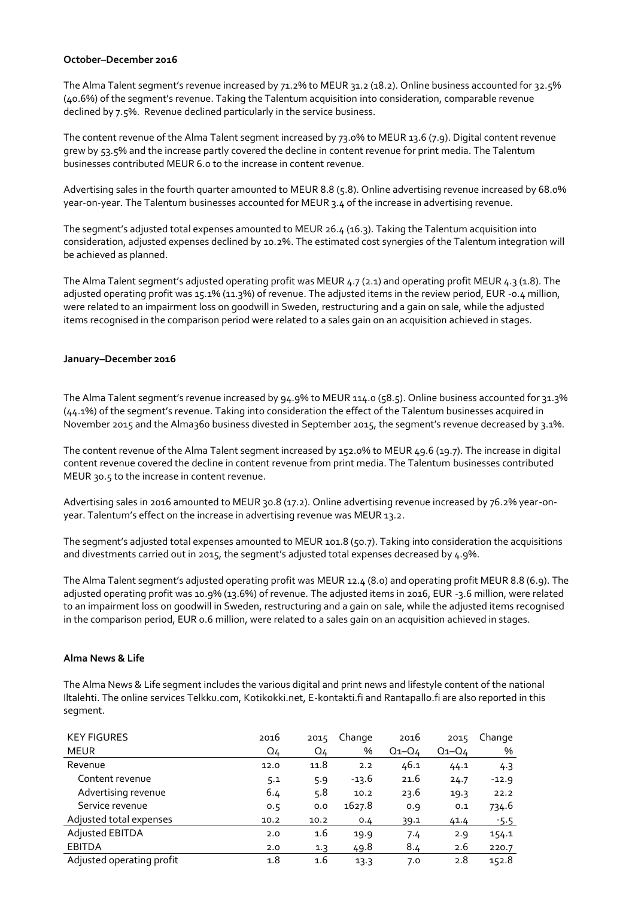**October–December 2016**

The Alma Talent segment's revenue increased by 71.2% to MEUR 31.2 (18.2). Online business accounted for 32.5% (40.6%) of the segment's revenue. Taking the Talentum acquisition into consideration, comparable revenue declined by 7.5%. Revenue declined particularly in the service business.

The content revenue of the Alma Talent segment increased by 73.0% to MEUR 13.6 (7.9). Digital content revenue grew by 53.5% and the increase partly covered the decline in content revenue for print media. The Talentum businesses contributed MEUR 6.0 to the increase in content revenue.

Advertising sales in the fourth quarter amounted to MEUR 8.8 (5.8). Online advertising revenue increased by 68.0% year-on-year. The Talentum businesses accounted for MEUR 3.4 of the increase in advertising revenue.

The segment's adjusted total expenses amounted to MEUR 26.4 (16.3). Taking the Talentum acquisition into consideration, adjusted expenses declined by 10.2%. The estimated cost synergies of the Talentum integration will be achieved as planned.

The Alma Talent segment's adjusted operating profit was MEUR 4.7 (2.1) and operating profit MEUR 4.3 (1.8). The adjusted operating profit was 15.1% (11.3%) of revenue. The adjusted items in the review period, EUR -0.4 million, were related to an impairment loss on goodwill in Sweden, restructuring and a gain on sale, while the adjusted items recognised in the comparison period were related to a sales gain on an acquisition achieved in stages.

**January–December 2016**

The Alma Talent segment's revenue increased by 94.9% to MEUR 114.0 (58.5). Online business accounted for 31.3% (44.1%) of the segment's revenue. Taking into consideration the effect of the Talentum businesses acquired in November 2015 and the Alma360 business divested in September 2015, the segment's revenue decreased by 3.1%.

The content revenue of the Alma Talent segment increased by 152.0% to MEUR 49.6 (19.7). The increase in digital content revenue covered the decline in content revenue from print media. The Talentum businesses contributed MEUR 30.5 to the increase in content revenue.

Advertising sales in 2016 amounted to MEUR 30.8 (17.2). Online advertising revenue increased by 76.2% year-on-year. Talentum's effect on the increase in advertising revenue was MEUR 13.2.

The segment's adjusted total expenses amounted to MEUR 101.8 (50.7). Taking into consideration the acquisitions and divestments carried out in 2015, the segment's adjusted total expenses decreased by 4.9%.

The Alma Talent segment's adjusted operating profit was MEUR 12.4 (8.0) and operating profit MEUR 8.8 (6.9). The adjusted operating profit was 10.9% (13.6%) of revenue. The adjusted items in 2016, EUR -3.6 million, were related to an impairment loss on goodwill in Sweden, restructuring and a gain on sale, while the adjusted items recognised in the comparison period, EUR 0.6 million, were related to a sales gain on an acquisition achieved in stages.

**Alma News & Life**

The Alma News & Life segment includes the various digital and print news and lifestyle content of the national Iltalehti. The online services Telkku.com, Kotikokki.net, E-kontakti.fi and Rantapallo.fi are also reported in this segment.

| KEY FIGURES<br>MEUR | 2016<br>Q4 | 2015<br>Q4 | Change<br>% | 2016<br>Q1–Q4 | 2015<br>Q1–Q4 | Change<br>% |
|---|---|---|---|---|---|---|
| Revenue | 12.0 | 11.8 | 2.2 | 46.1 | 44.1 | 4.3 |
| Content revenue | 5.1 | 5.9 | -13.6 | 21.6 | 24.7 | -12.9 |
| Advertising revenue | 6.4 | 5.8 | 10.2 | 23.6 | 19.3 | 22.2 |
| Service revenue | 0.5 | 0.0 | 1627.8 | 0.9 | 0.1 | 734.6 |
| Adjusted total expenses | 10.2 | 10.2 | 0.4 | 39.1 | 41.4 | -5.5 |
| Adjusted EBITDA | 2.0 | 1.6 | 19.9 | 7.4 | 2.9 | 154.1 |
| EBITDA | 2.0 | 1.3 | 49.8 | 8.4 | 2.6 | 220.7 |
| Adjusted operating profit | 1.8 | 1.6 | 13.3 | 7.0 | 2.8 | 152.8 |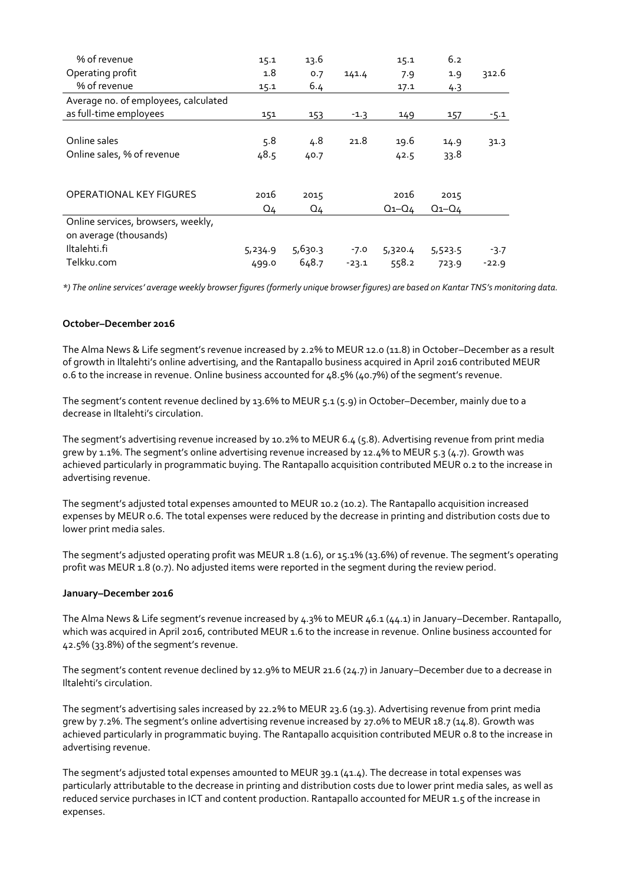| | | | | | | |
|---|---|---|---|---|---|---|
| % of revenue | 15.1 | 13.6 | | 15.1 | 6.2 | |
| Operating profit | 1.8 | 0.7 | 141.4 | 7.9 | 1.9 | 312.6 |
| % of revenue | 15.1 | 6.4 | | 17.1 | 4.3 | |
| Average no. of employees, calculated as full-time employees | 151 | 153 | -1.3 | 149 | 157 | -5.1 |
| Online sales | 5.8 | 4.8 | 21.8 | 19.6 | 14.9 | 31.3 |
| Online sales, % of revenue | 48.5 | 40.7 | | 42.5 | 33.8 | |

| OPERATIONAL KEY FIGURES | 2016 Q4 | 2015 Q4 | | 2016 Q1–Q4 | 2015 Q1–Q4 | |
|---|---|---|---|---|---|---|
| Online services, browsers, weekly, on average (thousands) | | | | | | |
| Iltalehti.fi | 5,234.9 | 5,630.3 | -7.0 | 5,320.4 | 5,523.5 | -3.7 |
| Telkku.com | 499.0 | 648.7 | -23.1 | 558.2 | 723.9 | -22.9 |

*\*) The online services' average weekly browser figures (formerly unique browser figures) are based on Kantar TNS's monitoring data.*

**October–December 2016**

The Alma News & Life segment's revenue increased by 2.2% to MEUR 12.0 (11.8) in October–December as a result of growth in Iltalehti's online advertising, and the Rantapallo business acquired in April 2016 contributed MEUR 0.6 to the increase in revenue. Online business accounted for 48.5% (40.7%) of the segment's revenue.

The segment's content revenue declined by 13.6% to MEUR 5.1 (5.9) in October–December, mainly due to a decrease in Iltalehti's circulation.

The segment's advertising revenue increased by 10.2% to MEUR 6.4 (5.8). Advertising revenue from print media grew by 1.1%. The segment's online advertising revenue increased by 12.4% to MEUR 5.3 (4.7). Growth was achieved particularly in programmatic buying. The Rantapallo acquisition contributed MEUR 0.2 to the increase in advertising revenue.

The segment's adjusted total expenses amounted to MEUR 10.2 (10.2). The Rantapallo acquisition increased expenses by MEUR 0.6. The total expenses were reduced by the decrease in printing and distribution costs due to lower print media sales.

The segment's adjusted operating profit was MEUR 1.8 (1.6), or 15.1% (13.6%) of revenue. The segment's operating profit was MEUR 1.8 (0.7). No adjusted items were reported in the segment during the review period.

**January–December 2016**

The Alma News & Life segment's revenue increased by 4.3% to MEUR 46.1 (44.1) in January–December. Rantapallo, which was acquired in April 2016, contributed MEUR 1.6 to the increase in revenue. Online business accounted for 42.5% (33.8%) of the segment's revenue.

The segment's content revenue declined by 12.9% to MEUR 21.6 (24.7) in January–December due to a decrease in Iltalehti's circulation.

The segment's advertising sales increased by 22.2% to MEUR 23.6 (19.3). Advertising revenue from print media grew by 7.2%. The segment's online advertising revenue increased by 27.0% to MEUR 18.7 (14.8). Growth was achieved particularly in programmatic buying. The Rantapallo acquisition contributed MEUR 0.8 to the increase in advertising revenue.

The segment's adjusted total expenses amounted to MEUR 39.1 (41.4). The decrease in total expenses was particularly attributable to the decrease in printing and distribution costs due to lower print media sales, as well as reduced service purchases in ICT and content production. Rantapallo accounted for MEUR 1.5 of the increase in expenses.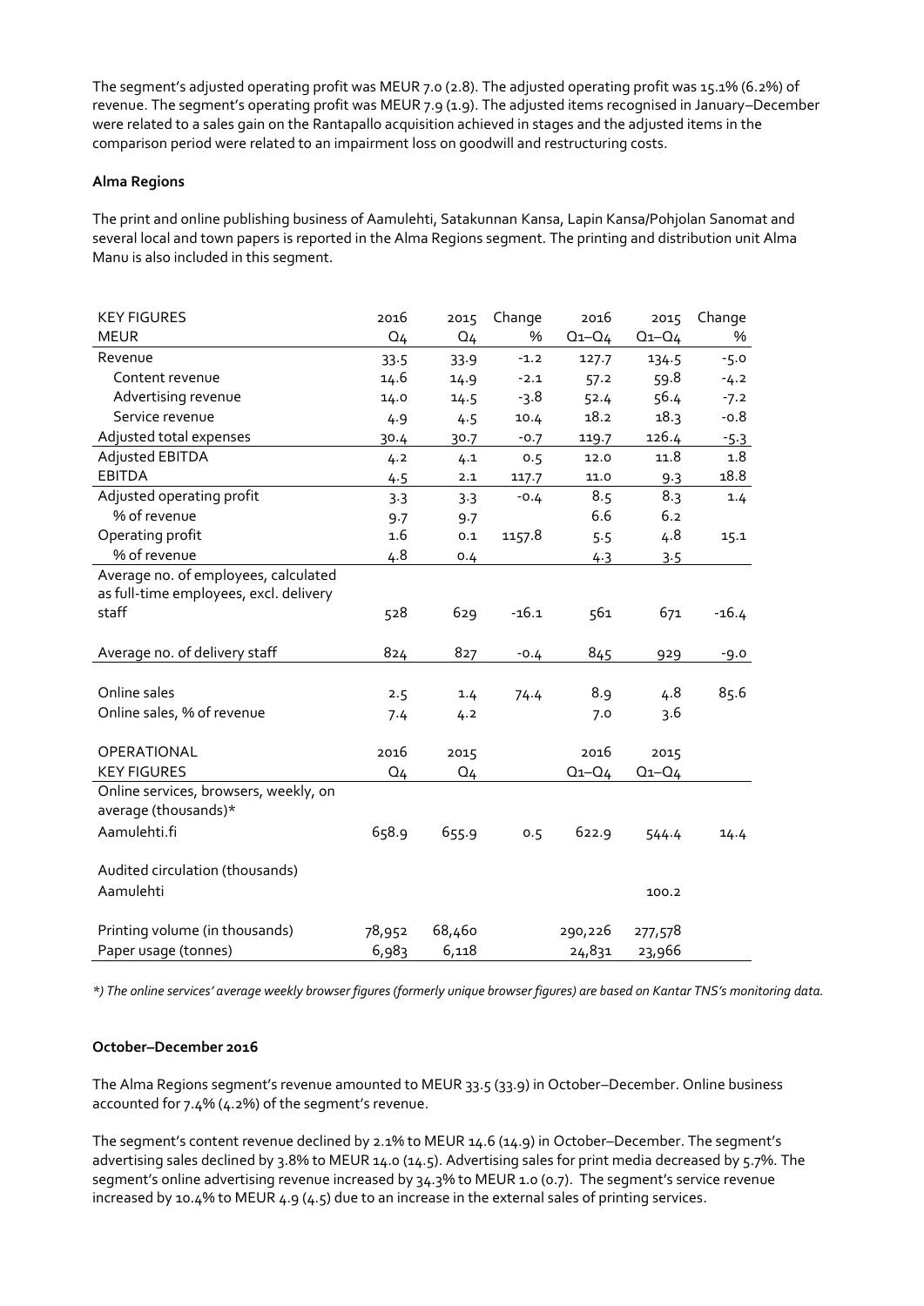The segment's adjusted operating profit was MEUR 7.0 (2.8). The adjusted operating profit was 15.1% (6.2%) of revenue. The segment's operating profit was MEUR 7.9 (1.9). The adjusted items recognised in January–December were related to a sales gain on the Rantapallo acquisition achieved in stages and the adjusted items in the comparison period were related to an impairment loss on goodwill and restructuring costs.

**Alma Regions**

The print and online publishing business of Aamulehti, Satakunnan Kansa, Lapin Kansa/Pohjolan Sanomat and several local and town papers is reported in the Alma Regions segment. The printing and distribution unit Alma Manu is also included in this segment.

| KEY FIGURES MEUR | 2016 Q4 | 2015 Q4 | Change % | 2016 Q1–Q4 | 2015 Q1–Q4 | Change % |
|---|---|---|---|---|---|---|
| Revenue | 33.5 | 33.9 | -1.2 | 127.7 | 134.5 | -5.0 |
| Content revenue | 14.6 | 14.9 | -2.1 | 57.2 | 59.8 | -4.2 |
| Advertising revenue | 14.0 | 14.5 | -3.8 | 52.4 | 56.4 | -7.2 |
| Service revenue | 4.9 | 4.5 | 10.4 | 18.2 | 18.3 | -0.8 |
| Adjusted total expenses | 30.4 | 30.7 | -0.7 | 119.7 | 126.4 | -5.3 |
| Adjusted EBITDA | 4.2 | 4.1 | 0.5 | 12.0 | 11.8 | 1.8 |
| EBITDA | 4.5 | 2.1 | 117.7 | 11.0 | 9.3 | 18.8 |
| Adjusted operating profit | 3.3 | 3.3 | -0.4 | 8.5 | 8.3 | 1.4 |
| % of revenue | 9.7 | 9.7 | | 6.6 | 6.2 | |
| Operating profit | 1.6 | 0.1 | 1157.8 | 5.5 | 4.8 | 15.1 |
| % of revenue | 4.8 | 0.4 | | 4.3 | 3.5 | |
| Average no. of employees, calculated as full-time employees, excl. delivery staff | 528 | 629 | -16.1 | 561 | 671 | -16.4 |
| Average no. of delivery staff | 824 | 827 | -0.4 | 845 | 929 | -9.0 |
| Online sales | 2.5 | 1.4 | 74.4 | 8.9 | 4.8 | 85.6 |
| Online sales, % of revenue | 7.4 | 4.2 | | 7.0 | 3.6 | |

| OPERATIONAL KEY FIGURES | 2016 Q4 | 2015 Q4 | | 2016 Q1–Q4 | 2015 Q1–Q4 | |
|---|---|---|---|---|---|---|
| Online services, browsers, weekly, on average (thousands)* | | | | | | |
| Aamulehti.fi | 658.9 | 655.9 | 0.5 | 622.9 | 544.4 | 14.4 |
| Audited circulation (thousands) | | | | | | |
| Aamulehti | | | | | 100.2 | |
| Printing volume (in thousands) | 78,952 | 68,460 | | 290,226 | 277,578 | |
| Paper usage (tonnes) | 6,983 | 6,118 | | 24,831 | 23,966 | |

*\*) The online services' average weekly browser figures (formerly unique browser figures) are based on Kantar TNS's monitoring data.*

**October–December 2016**

The Alma Regions segment's revenue amounted to MEUR 33.5 (33.9) in October–December. Online business accounted for 7.4% (4.2%) of the segment's revenue.

The segment's content revenue declined by 2.1% to MEUR 14.6 (14.9) in October–December. The segment's advertising sales declined by 3.8% to MEUR 14.0 (14.5). Advertising sales for print media decreased by 5.7%. The segment's online advertising revenue increased by 34.3% to MEUR 1.0 (0.7). The segment's service revenue increased by 10.4% to MEUR 4.9 (4.5) due to an increase in the external sales of printing services.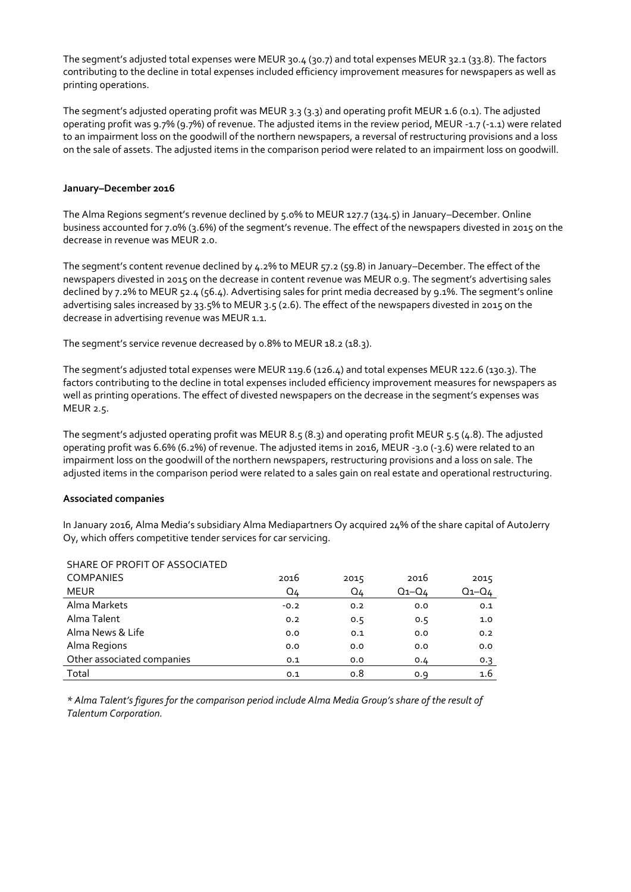The segment's adjusted total expenses were MEUR 30.4 (30.7) and total expenses MEUR 32.1 (33.8). The factors contributing to the decline in total expenses included efficiency improvement measures for newspapers as well as printing operations.

The segment's adjusted operating profit was MEUR 3.3 (3.3) and operating profit MEUR 1.6 (0.1). The adjusted operating profit was 9.7% (9.7%) of revenue. The adjusted items in the review period, MEUR -1.7 (-1.1) were related to an impairment loss on the goodwill of the northern newspapers, a reversal of restructuring provisions and a loss on the sale of assets. The adjusted items in the comparison period were related to an impairment loss on goodwill.

**January–December 2016**

The Alma Regions segment's revenue declined by 5.0% to MEUR 127.7 (134.5) in January–December. Online business accounted for 7.0% (3.6%) of the segment's revenue. The effect of the newspapers divested in 2015 on the decrease in revenue was MEUR 2.0.

The segment's content revenue declined by 4.2% to MEUR 57.2 (59.8) in January–December. The effect of the newspapers divested in 2015 on the decrease in content revenue was MEUR 0.9. The segment's advertising sales declined by 7.2% to MEUR 52.4 (56.4). Advertising sales for print media decreased by 9.1%. The segment's online advertising sales increased by 33.5% to MEUR 3.5 (2.6). The effect of the newspapers divested in 2015 on the decrease in advertising revenue was MEUR 1.1.

The segment's service revenue decreased by 0.8% to MEUR 18.2 (18.3).

The segment's adjusted total expenses were MEUR 119.6 (126.4) and total expenses MEUR 122.6 (130.3). The factors contributing to the decline in total expenses included efficiency improvement measures for newspapers as well as printing operations. The effect of divested newspapers on the decrease in the segment's expenses was MEUR 2.5.

The segment's adjusted operating profit was MEUR 8.5 (8.3) and operating profit MEUR 5.5 (4.8). The adjusted operating profit was 6.6% (6.2%) of revenue. The adjusted items in 2016, MEUR -3.0 (-3.6) were related to an impairment loss on the goodwill of the northern newspapers, restructuring provisions and a loss on sale. The adjusted items in the comparison period were related to a sales gain on real estate and operational restructuring.

**Associated companies**

In January 2016, Alma Media's subsidiary Alma Mediapartners Oy acquired 24% of the share capital of AutoJerry Oy, which offers competitive tender services for car servicing.

| SHARE OF PROFIT OF ASSOCIATED COMPANIES<br>MEUR | 2016<br>Q4 | 2015<br>Q4 | 2016<br>Q1–Q4 | 2015<br>Q1–Q4 |
|---|---|---|---|---|
| Alma Markets | -0.2 | 0.2 | 0.0 | 0.1 |
| Alma Talent | 0.2 | 0.5 | 0.5 | 1.0 |
| Alma News & Life | 0.0 | 0.1 | 0.0 | 0.2 |
| Alma Regions | 0.0 | 0.0 | 0.0 | 0.0 |
| Other associated companies | 0.1 | 0.0 | 0.4 | 0.3 |
| Total | 0.1 | 0.8 | 0.9 | 1.6 |

*\* Alma Talent's figures for the comparison period include Alma Media Group's share of the result of Talentum Corporation.*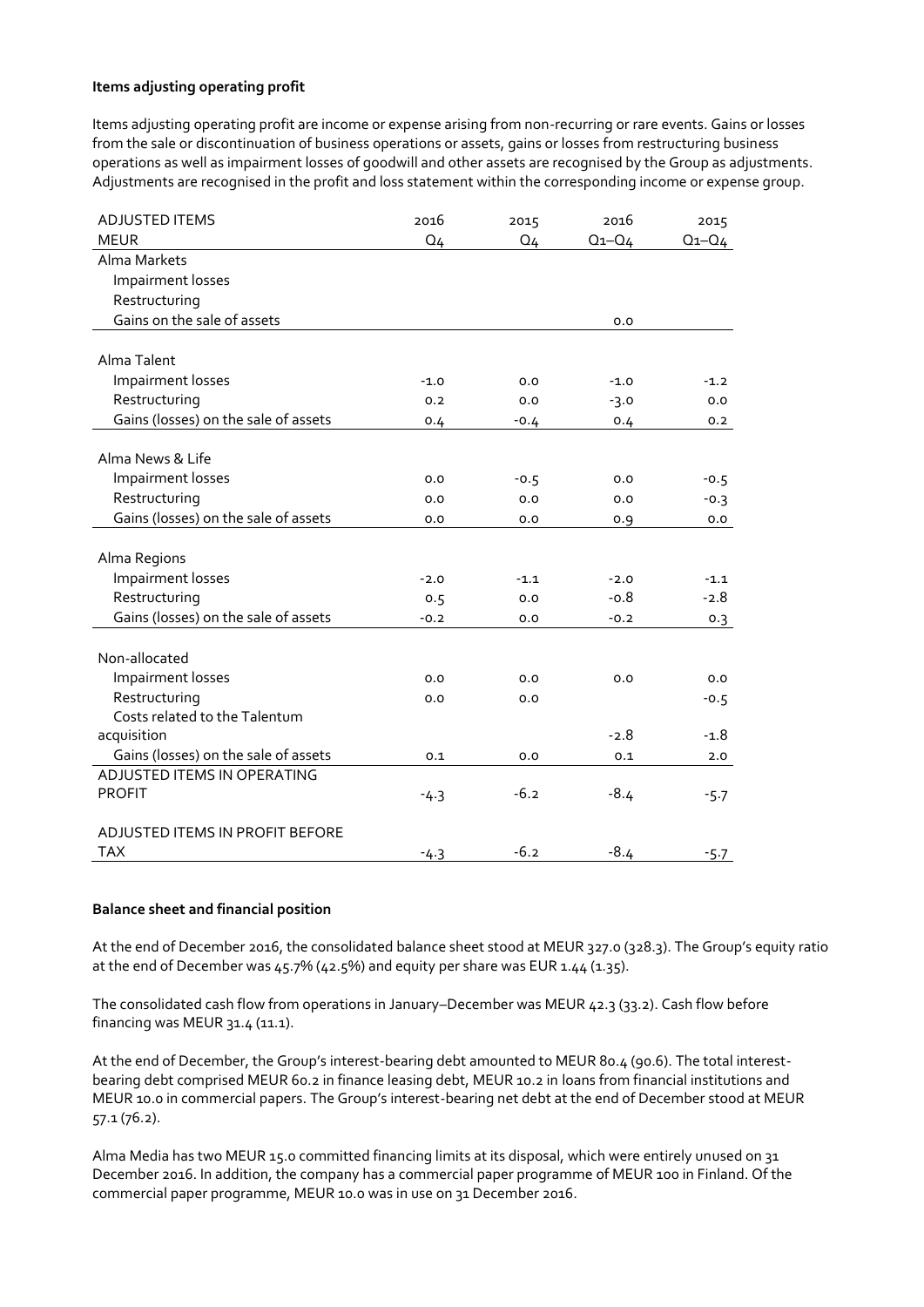**Items adjusting operating profit**

Items adjusting operating profit are income or expense arising from non-recurring or rare events. Gains or losses from the sale or discontinuation of business operations or assets, gains or losses from restructuring business operations as well as impairment losses of goodwill and other assets are recognised by the Group as adjustments. Adjustments are recognised in the profit and loss statement within the corresponding income or expense group.

| ADJUSTED ITEMS | 2016 | 2015 | 2016 | 2015 |
|---|---|---|---|---|
| MEUR | Q4 | Q4 | Q1–Q4 | Q1–Q4 |
| Alma Markets | | | | |
| Impairment losses | | | | |
| Restructuring | | | | |
| Gains on the sale of assets | | | 0.0 | |
| | | | | |
| Alma Talent | | | | |
| Impairment losses | -1.0 | 0.0 | -1.0 | -1.2 |
| Restructuring | 0.2 | 0.0 | -3.0 | 0.0 |
| Gains (losses) on the sale of assets | 0.4 | -0.4 | 0.4 | 0.2 |
| | | | | |
| Alma News & Life | | | | |
| Impairment losses | 0.0 | -0.5 | 0.0 | -0.5 |
| Restructuring | 0.0 | 0.0 | 0.0 | -0.3 |
| Gains (losses) on the sale of assets | 0.0 | 0.0 | 0.9 | 0.0 |
| | | | | |
| Alma Regions | | | | |
| Impairment losses | -2.0 | -1.1 | -2.0 | -1.1 |
| Restructuring | 0.5 | 0.0 | -0.8 | -2.8 |
| Gains (losses) on the sale of assets | -0.2 | 0.0 | -0.2 | 0.3 |
| | | | | |
| Non-allocated | | | | |
| Impairment losses | 0.0 | 0.0 | 0.0 | 0.0 |
| Restructuring | 0.0 | 0.0 | | -0.5 |
| Costs related to the Talentum acquisition | | | -2.8 | -1.8 |
| Gains (losses) on the sale of assets | 0.1 | 0.0 | 0.1 | 2.0 |
| ADJUSTED ITEMS IN OPERATING PROFIT | -4.3 | -6.2 | -8.4 | -5.7 |
| | | | | |
| ADJUSTED ITEMS IN PROFIT BEFORE TAX | -4.3 | -6.2 | -8.4 | -5.7 |

**Balance sheet and financial position**

At the end of December 2016, the consolidated balance sheet stood at MEUR 327.0 (328.3). The Group's equity ratio at the end of December was 45.7% (42.5%) and equity per share was EUR 1.44 (1.35).

The consolidated cash flow from operations in January–December was MEUR 42.3 (33.2). Cash flow before financing was MEUR 31.4 (11.1).

At the end of December, the Group's interest-bearing debt amounted to MEUR 80.4 (90.6). The total interest-bearing debt comprised MEUR 60.2 in finance leasing debt, MEUR 10.2 in loans from financial institutions and MEUR 10.0 in commercial papers. The Group's interest-bearing net debt at the end of December stood at MEUR 57.1 (76.2).

Alma Media has two MEUR 15.0 committed financing limits at its disposal, which were entirely unused on 31 December 2016. In addition, the company has a commercial paper programme of MEUR 100 in Finland. Of the commercial paper programme, MEUR 10.0 was in use on 31 December 2016.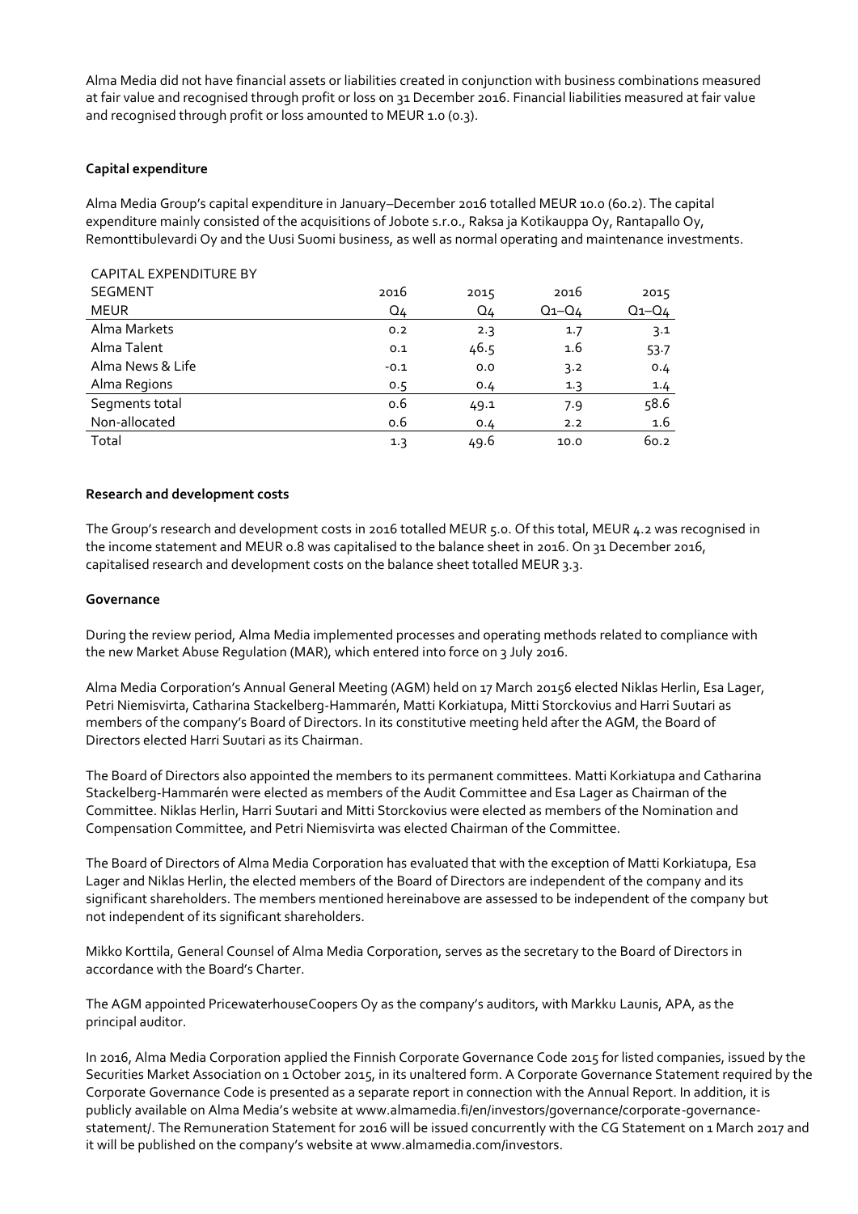Alma Media did not have financial assets or liabilities created in conjunction with business combinations measured at fair value and recognised through profit or loss on 31 December 2016. Financial liabilities measured at fair value and recognised through profit or loss amounted to MEUR 1.0 (0.3).

### Capital expenditure

Alma Media Group's capital expenditure in January–December 2016 totalled MEUR 10.0 (60.2). The capital expenditure mainly consisted of the acquisitions of Jobote s.r.o., Raksa ja Kotikauppa Oy, Rantapallo Oy, Remonttibulevardi Oy and the Uusi Suomi business, as well as normal operating and maintenance investments.

| CAPITAL EXPENDITURE BY SEGMENT MEUR | 2016 Q4 | 2015 Q4 | 2016 Q1–Q4 | 2015 Q1–Q4 |
|---|---|---|---|---|
| Alma Markets | 0.2 | 2.3 | 1.7 | 3.1 |
| Alma Talent | 0.1 | 46.5 | 1.6 | 53.7 |
| Alma News & Life | -0.1 | 0.0 | 3.2 | 0.4 |
| Alma Regions | 0.5 | 0.4 | 1.3 | 1.4 |
| Segments total | 0.6 | 49.1 | 7.9 | 58.6 |
| Non-allocated | 0.6 | 0.4 | 2.2 | 1.6 |
| Total | 1.3 | 49.6 | 10.0 | 60.2 |

### Research and development costs

The Group's research and development costs in 2016 totalled MEUR 5.0. Of this total, MEUR 4.2 was recognised in the income statement and MEUR 0.8 was capitalised to the balance sheet in 2016. On 31 December 2016, capitalised research and development costs on the balance sheet totalled MEUR 3.3.

### Governance

During the review period, Alma Media implemented processes and operating methods related to compliance with the new Market Abuse Regulation (MAR), which entered into force on 3 July 2016.

Alma Media Corporation's Annual General Meeting (AGM) held on 17 March 20156 elected Niklas Herlin, Esa Lager, Petri Niemisvirta, Catharina Stackelberg-Hammarén, Matti Korkiatupa, Mitti Storckovius and Harri Suutari as members of the company's Board of Directors. In its constitutive meeting held after the AGM, the Board of Directors elected Harri Suutari as its Chairman.

The Board of Directors also appointed the members to its permanent committees. Matti Korkiatupa and Catharina Stackelberg-Hammarén were elected as members of the Audit Committee and Esa Lager as Chairman of the Committee. Niklas Herlin, Harri Suutari and Mitti Storckovius were elected as members of the Nomination and Compensation Committee, and Petri Niemisvirta was elected Chairman of the Committee.

The Board of Directors of Alma Media Corporation has evaluated that with the exception of Matti Korkiatupa, Esa Lager and Niklas Herlin, the elected members of the Board of Directors are independent of the company and its significant shareholders. The members mentioned hereinabove are assessed to be independent of the company but not independent of its significant shareholders.

Mikko Korttila, General Counsel of Alma Media Corporation, serves as the secretary to the Board of Directors in accordance with the Board's Charter.

The AGM appointed PricewaterhouseCoopers Oy as the company's auditors, with Markku Launis, APA, as the principal auditor.

In 2016, Alma Media Corporation applied the Finnish Corporate Governance Code 2015 for listed companies, issued by the Securities Market Association on 1 October 2015, in its unaltered form. A Corporate Governance Statement required by the Corporate Governance Code is presented as a separate report in connection with the Annual Report. In addition, it is publicly available on Alma Media's website at www.almamedia.fi/en/investors/governance/corporate-governance-statement/. The Remuneration Statement for 2016 will be issued concurrently with the CG Statement on 1 March 2017 and it will be published on the company's website at www.almamedia.com/investors.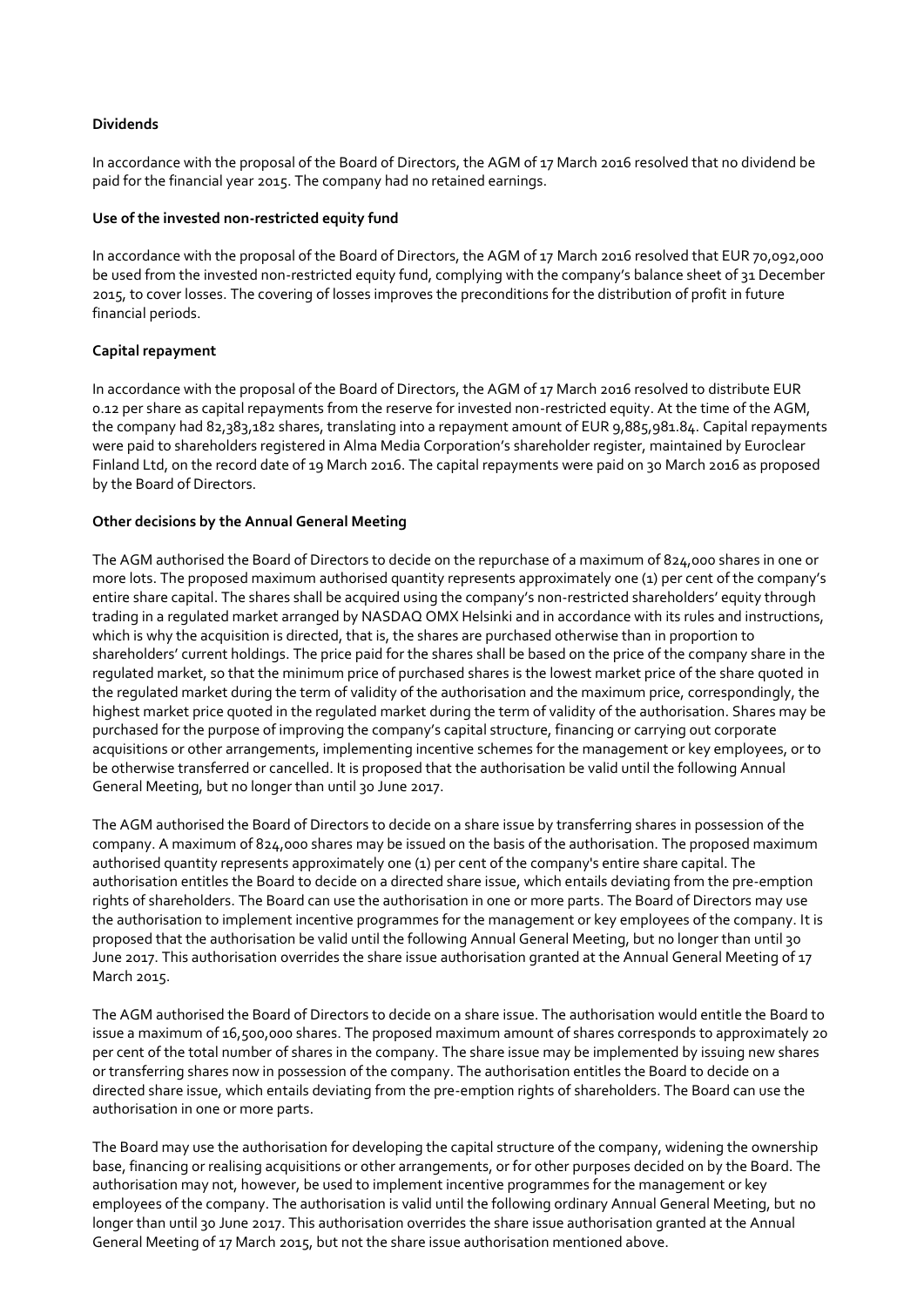**Dividends**

In accordance with the proposal of the Board of Directors, the AGM of 17 March 2016 resolved that no dividend be paid for the financial year 2015. The company had no retained earnings.

**Use of the invested non-restricted equity fund**

In accordance with the proposal of the Board of Directors, the AGM of 17 March 2016 resolved that EUR 70,092,000 be used from the invested non-restricted equity fund, complying with the company's balance sheet of 31 December 2015, to cover losses. The covering of losses improves the preconditions for the distribution of profit in future financial periods.

**Capital repayment**

In accordance with the proposal of the Board of Directors, the AGM of 17 March 2016 resolved to distribute EUR 0.12 per share as capital repayments from the reserve for invested non-restricted equity. At the time of the AGM, the company had 82,383,182 shares, translating into a repayment amount of EUR 9,885,981.84. Capital repayments were paid to shareholders registered in Alma Media Corporation's shareholder register, maintained by Euroclear Finland Ltd, on the record date of 19 March 2016. The capital repayments were paid on 30 March 2016 as proposed by the Board of Directors.

**Other decisions by the Annual General Meeting**

The AGM authorised the Board of Directors to decide on the repurchase of a maximum of 824,000 shares in one or more lots. The proposed maximum authorised quantity represents approximately one (1) per cent of the company's entire share capital. The shares shall be acquired using the company's non-restricted shareholders' equity through trading in a regulated market arranged by NASDAQ OMX Helsinki and in accordance with its rules and instructions, which is why the acquisition is directed, that is, the shares are purchased otherwise than in proportion to shareholders' current holdings. The price paid for the shares shall be based on the price of the company share in the regulated market, so that the minimum price of purchased shares is the lowest market price of the share quoted in the regulated market during the term of validity of the authorisation and the maximum price, correspondingly, the highest market price quoted in the regulated market during the term of validity of the authorisation. Shares may be purchased for the purpose of improving the company's capital structure, financing or carrying out corporate acquisitions or other arrangements, implementing incentive schemes for the management or key employees, or to be otherwise transferred or cancelled. It is proposed that the authorisation be valid until the following Annual General Meeting, but no longer than until 30 June 2017.

The AGM authorised the Board of Directors to decide on a share issue by transferring shares in possession of the company. A maximum of 824,000 shares may be issued on the basis of the authorisation. The proposed maximum authorised quantity represents approximately one (1) per cent of the company's entire share capital. The authorisation entitles the Board to decide on a directed share issue, which entails deviating from the pre-emption rights of shareholders. The Board can use the authorisation in one or more parts. The Board of Directors may use the authorisation to implement incentive programmes for the management or key employees of the company. It is proposed that the authorisation be valid until the following Annual General Meeting, but no longer than until 30 June 2017. This authorisation overrides the share issue authorisation granted at the Annual General Meeting of 17 March 2015.

The AGM authorised the Board of Directors to decide on a share issue. The authorisation would entitle the Board to issue a maximum of 16,500,000 shares. The proposed maximum amount of shares corresponds to approximately 20 per cent of the total number of shares in the company. The share issue may be implemented by issuing new shares or transferring shares now in possession of the company. The authorisation entitles the Board to decide on a directed share issue, which entails deviating from the pre-emption rights of shareholders. The Board can use the authorisation in one or more parts.

The Board may use the authorisation for developing the capital structure of the company, widening the ownership base, financing or realising acquisitions or other arrangements, or for other purposes decided on by the Board. The authorisation may not, however, be used to implement incentive programmes for the management or key employees of the company. The authorisation is valid until the following ordinary Annual General Meeting, but no longer than until 30 June 2017. This authorisation overrides the share issue authorisation granted at the Annual General Meeting of 17 March 2015, but not the share issue authorisation mentioned above.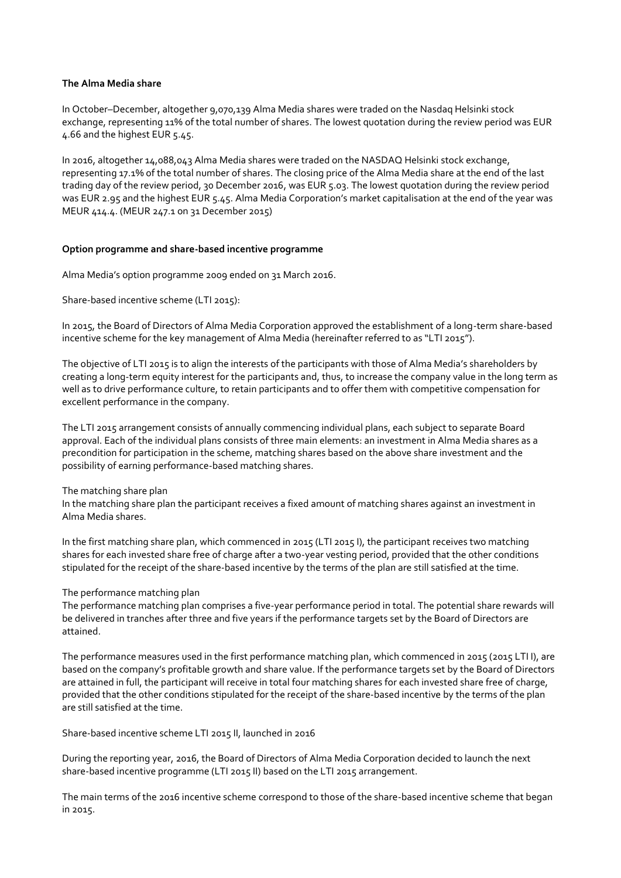**The Alma Media share**

In October–December, altogether 9,070,139 Alma Media shares were traded on the Nasdaq Helsinki stock exchange, representing 11% of the total number of shares. The lowest quotation during the review period was EUR 4.66 and the highest EUR 5.45.

In 2016, altogether 14,088,043 Alma Media shares were traded on the NASDAQ Helsinki stock exchange, representing 17.1% of the total number of shares. The closing price of the Alma Media share at the end of the last trading day of the review period, 30 December 2016, was EUR 5.03. The lowest quotation during the review period was EUR 2.95 and the highest EUR 5.45. Alma Media Corporation's market capitalisation at the end of the year was MEUR 414.4. (MEUR 247.1 on 31 December 2015)

**Option programme and share-based incentive programme**

Alma Media's option programme 2009 ended on 31 March 2016.

Share-based incentive scheme (LTI 2015):

In 2015, the Board of Directors of Alma Media Corporation approved the establishment of a long-term share-based incentive scheme for the key management of Alma Media (hereinafter referred to as "LTI 2015").

The objective of LTI 2015 is to align the interests of the participants with those of Alma Media's shareholders by creating a long-term equity interest for the participants and, thus, to increase the company value in the long term as well as to drive performance culture, to retain participants and to offer them with competitive compensation for excellent performance in the company.

The LTI 2015 arrangement consists of annually commencing individual plans, each subject to separate Board approval. Each of the individual plans consists of three main elements: an investment in Alma Media shares as a precondition for participation in the scheme, matching shares based on the above share investment and the possibility of earning performance-based matching shares.

The matching share plan
In the matching share plan the participant receives a fixed amount of matching shares against an investment in Alma Media shares.

In the first matching share plan, which commenced in 2015 (LTI 2015 I), the participant receives two matching shares for each invested share free of charge after a two-year vesting period, provided that the other conditions stipulated for the receipt of the share-based incentive by the terms of the plan are still satisfied at the time.

The performance matching plan
The performance matching plan comprises a five-year performance period in total. The potential share rewards will be delivered in tranches after three and five years if the performance targets set by the Board of Directors are attained.

The performance measures used in the first performance matching plan, which commenced in 2015 (2015 LTI I), are based on the company's profitable growth and share value. If the performance targets set by the Board of Directors are attained in full, the participant will receive in total four matching shares for each invested share free of charge, provided that the other conditions stipulated for the receipt of the share-based incentive by the terms of the plan are still satisfied at the time.

Share-based incentive scheme LTI 2015 II, launched in 2016

During the reporting year, 2016, the Board of Directors of Alma Media Corporation decided to launch the next share-based incentive programme (LTI 2015 II) based on the LTI 2015 arrangement.

The main terms of the 2016 incentive scheme correspond to those of the share-based incentive scheme that began in 2015.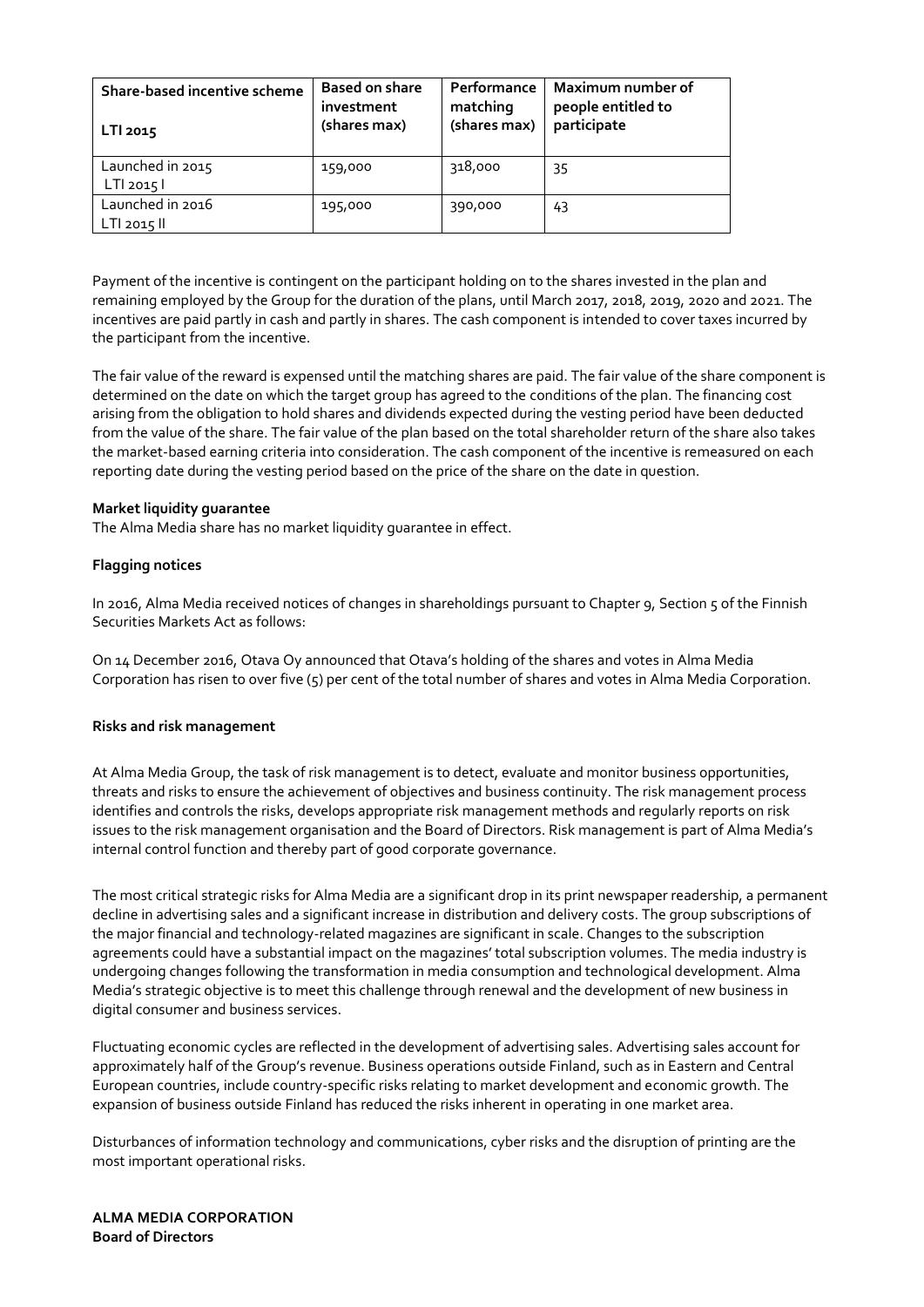| Share-based incentive scheme<br><br>LTI 2015 | Based on share investment (shares max) | Performance matching (shares max) | Maximum number of people entitled to participate |
|---|---|---|---|
| Launched in 2015<br>LTI 2015 I | 159,000 | 318,000 | 35 |
| Launched in 2016<br>LTI 2015 II | 195,000 | 390,000 | 43 |

Payment of the incentive is contingent on the participant holding on to the shares invested in the plan and remaining employed by the Group for the duration of the plans, until March 2017, 2018, 2019, 2020 and 2021. The incentives are paid partly in cash and partly in shares. The cash component is intended to cover taxes incurred by the participant from the incentive.

The fair value of the reward is expensed until the matching shares are paid. The fair value of the share component is determined on the date on which the target group has agreed to the conditions of the plan. The financing cost arising from the obligation to hold shares and dividends expected during the vesting period have been deducted from the value of the share. The fair value of the plan based on the total shareholder return of the share also takes the market-based earning criteria into consideration. The cash component of the incentive is remeasured on each reporting date during the vesting period based on the price of the share on the date in question.

**Market liquidity guarantee**

The Alma Media share has no market liquidity guarantee in effect.

**Flagging notices**

In 2016, Alma Media received notices of changes in shareholdings pursuant to Chapter 9, Section 5 of the Finnish Securities Markets Act as follows:

On 14 December 2016, Otava Oy announced that Otava's holding of the shares and votes in Alma Media Corporation has risen to over five (5) per cent of the total number of shares and votes in Alma Media Corporation.

**Risks and risk management**

At Alma Media Group, the task of risk management is to detect, evaluate and monitor business opportunities, threats and risks to ensure the achievement of objectives and business continuity. The risk management process identifies and controls the risks, develops appropriate risk management methods and regularly reports on risk issues to the risk management organisation and the Board of Directors. Risk management is part of Alma Media's internal control function and thereby part of good corporate governance.

The most critical strategic risks for Alma Media are a significant drop in its print newspaper readership, a permanent decline in advertising sales and a significant increase in distribution and delivery costs. The group subscriptions of the major financial and technology-related magazines are significant in scale. Changes to the subscription agreements could have a substantial impact on the magazines' total subscription volumes. The media industry is undergoing changes following the transformation in media consumption and technological development. Alma Media's strategic objective is to meet this challenge through renewal and the development of new business in digital consumer and business services.

Fluctuating economic cycles are reflected in the development of advertising sales. Advertising sales account for approximately half of the Group's revenue. Business operations outside Finland, such as in Eastern and Central European countries, include country-specific risks relating to market development and economic growth. The expansion of business outside Finland has reduced the risks inherent in operating in one market area.

Disturbances of information technology and communications, cyber risks and the disruption of printing are the most important operational risks.

**ALMA MEDIA CORPORATION**
**Board of Directors**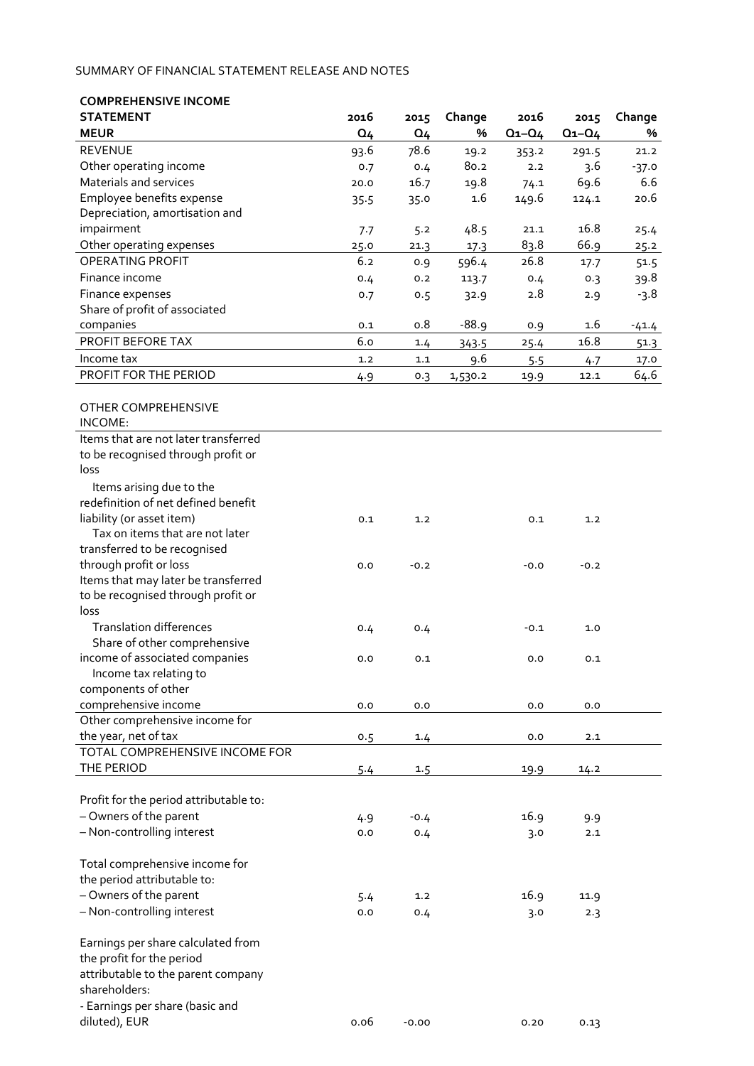SUMMARY OF FINANCIAL STATEMENT RELEASE AND NOTES

| COMPREHENSIVE INCOME STATEMENT MEUR | 2016 Q4 | 2015 Q4 | Change % | 2016 Q1–Q4 | 2015 Q1–Q4 | Change % |
|---|---|---|---|---|---|---|
| REVENUE | 93.6 | 78.6 | 19.2 | 353.2 | 291.5 | 21.2 |
| Other operating income | 0.7 | 0.4 | 80.2 | 2.2 | 3.6 | -37.0 |
| Materials and services | 20.0 | 16.7 | 19.8 | 74.1 | 69.6 | 6.6 |
| Employee benefits expense | 35.5 | 35.0 | 1.6 | 149.6 | 124.1 | 20.6 |
| Depreciation, amortisation and impairment | 7.7 | 5.2 | 48.5 | 21.1 | 16.8 | 25.4 |
| Other operating expenses | 25.0 | 21.3 | 17.3 | 83.8 | 66.9 | 25.2 |
| OPERATING PROFIT | 6.2 | 0.9 | 596.4 | 26.8 | 17.7 | 51.5 |
| Finance income | 0.4 | 0.2 | 113.7 | 0.4 | 0.3 | 39.8 |
| Finance expenses | 0.7 | 0.5 | 32.9 | 2.8 | 2.9 | -3.8 |
| Share of profit of associated companies | 0.1 | 0.8 | -88.9 | 0.9 | 1.6 | -41.4 |
| PROFIT BEFORE TAX | 6.0 | 1.4 | 343.5 | 25.4 | 16.8 | 51.3 |
| Income tax | 1.2 | 1.1 | 9.6 | 5.5 | 4.7 | 17.0 |
| PROFIT FOR THE PERIOD | 4.9 | 0.3 | 1,530.2 | 19.9 | 12.1 | 64.6 |
| | | | | | | |
| OTHER COMPREHENSIVE INCOME: | | | | | | |
| Items that are not later transferred to be recognised through profit or loss | | | | | | |
| Items arising due to the redefinition of net defined benefit liability (or asset item) | 0.1 | 1.2 | | 0.1 | 1.2 | |
| Tax on items that are not later transferred to be recognised through profit or loss | 0.0 | -0.2 | | -0.0 | -0.2 | |
| Items that may later be transferred to be recognised through profit or loss | | | | | | |
| Translation differences | 0.4 | 0.4 | | -0.1 | 1.0 | |
| Share of other comprehensive income of associated companies | 0.0 | 0.1 | | 0.0 | 0.1 | |
| Income tax relating to components of other comprehensive income | 0.0 | 0.0 | | 0.0 | 0.0 | |
| Other comprehensive income for the year, net of tax | 0.5 | 1.4 | | 0.0 | 2.1 | |
| TOTAL COMPREHENSIVE INCOME FOR THE PERIOD | 5.4 | 1.5 | | 19.9 | 14.2 | |
| | | | | | | |
| Profit for the period attributable to: | | | | | | |
| – Owners of the parent | 4.9 | -0.4 | | 16.9 | 9.9 | |
| – Non-controlling interest | 0.0 | 0.4 | | 3.0 | 2.1 | |
| | | | | | | |
| Total comprehensive income for the period attributable to: | | | | | | |
| – Owners of the parent | 5.4 | 1.2 | | 16.9 | 11.9 | |
| – Non-controlling interest | 0.0 | 0.4 | | 3.0 | 2.3 | |
| | | | | | | |
| Earnings per share calculated from the profit for the period attributable to the parent company shareholders: | | | | | | |
| - Earnings per share (basic and diluted), EUR | 0.06 | -0.00 | | 0.20 | 0.13 | |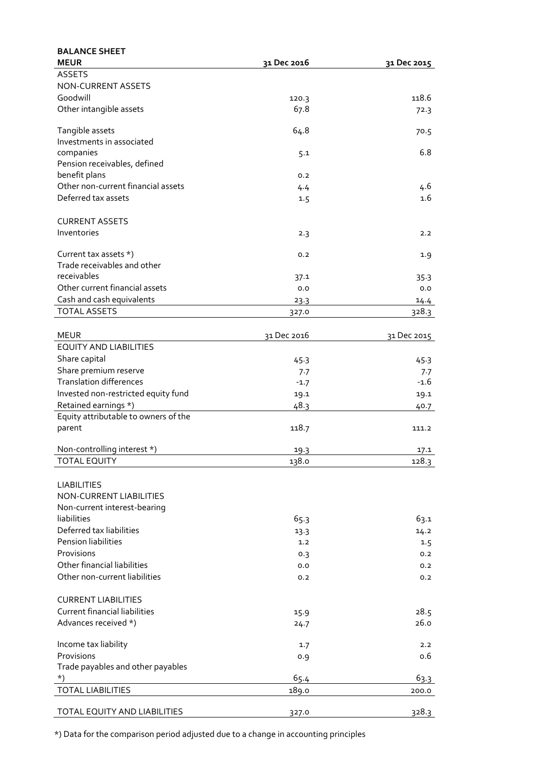**BALANCE SHEET**

| MEUR | 31 Dec 2016 | 31 Dec 2015 |
|---|---|---|
| ASSETS | | |
| NON-CURRENT ASSETS | | |
| Goodwill | 120.3 | 118.6 |
| Other intangible assets | 67.8 | 72.3 |
| Tangible assets | 64.8 | 70.5 |
| Investments in associated companies | 5.1 | 6.8 |
| Pension receivables, defined benefit plans | 0.2 | |
| Other non-current financial assets | 4.4 | 4.6 |
| Deferred tax assets | 1.5 | 1.6 |
| CURRENT ASSETS | | |
| Inventories | 2.3 | 2.2 |
| Current tax assets *) | 0.2 | 1.9 |
| Trade receivables and other receivables | 37.1 | 35.3 |
| Other current financial assets | 0.0 | 0.0 |
| Cash and cash equivalents | 23.3 | 14.4 |
| TOTAL ASSETS | 327.0 | 328.3 |

| MEUR | 31 Dec 2016 | 31 Dec 2015 |
|---|---|---|
| EQUITY AND LIABILITIES | | |
| Share capital | 45.3 | 45.3 |
| Share premium reserve | 7.7 | 7.7 |
| Translation differences | -1.7 | -1.6 |
| Invested non-restricted equity fund | 19.1 | 19.1 |
| Retained earnings *) | 48.3 | 40.7 |
| Equity attributable to owners of the parent | 118.7 | 111.2 |
| Non-controlling interest *) | 19.3 | 17.1 |
| TOTAL EQUITY | 138.0 | 128.3 |
| LIABILITIES | | |
| NON-CURRENT LIABILITIES | | |
| Non-current interest-bearing liabilities | 65.3 | 63.1 |
| Deferred tax liabilities | 13.3 | 14.2 |
| Pension liabilities | 1.2 | 1.5 |
| Provisions | 0.3 | 0.2 |
| Other financial liabilities | 0.0 | 0.2 |
| Other non-current liabilities | 0.2 | 0.2 |
| CURRENT LIABILITIES | | |
| Current financial liabilities | 15.9 | 28.5 |
| Advances received *) | 24.7 | 26.0 |
| Income tax liability | 1.7 | 2.2 |
| Provisions | 0.9 | 0.6 |
| Trade payables and other payables *) | 65.4 | 63.3 |
| TOTAL LIABILITIES | 189.0 | 200.0 |
| TOTAL EQUITY AND LIABILITIES | 327.0 | 328.3 |

*) Data for the comparison period adjusted due to a change in accounting principles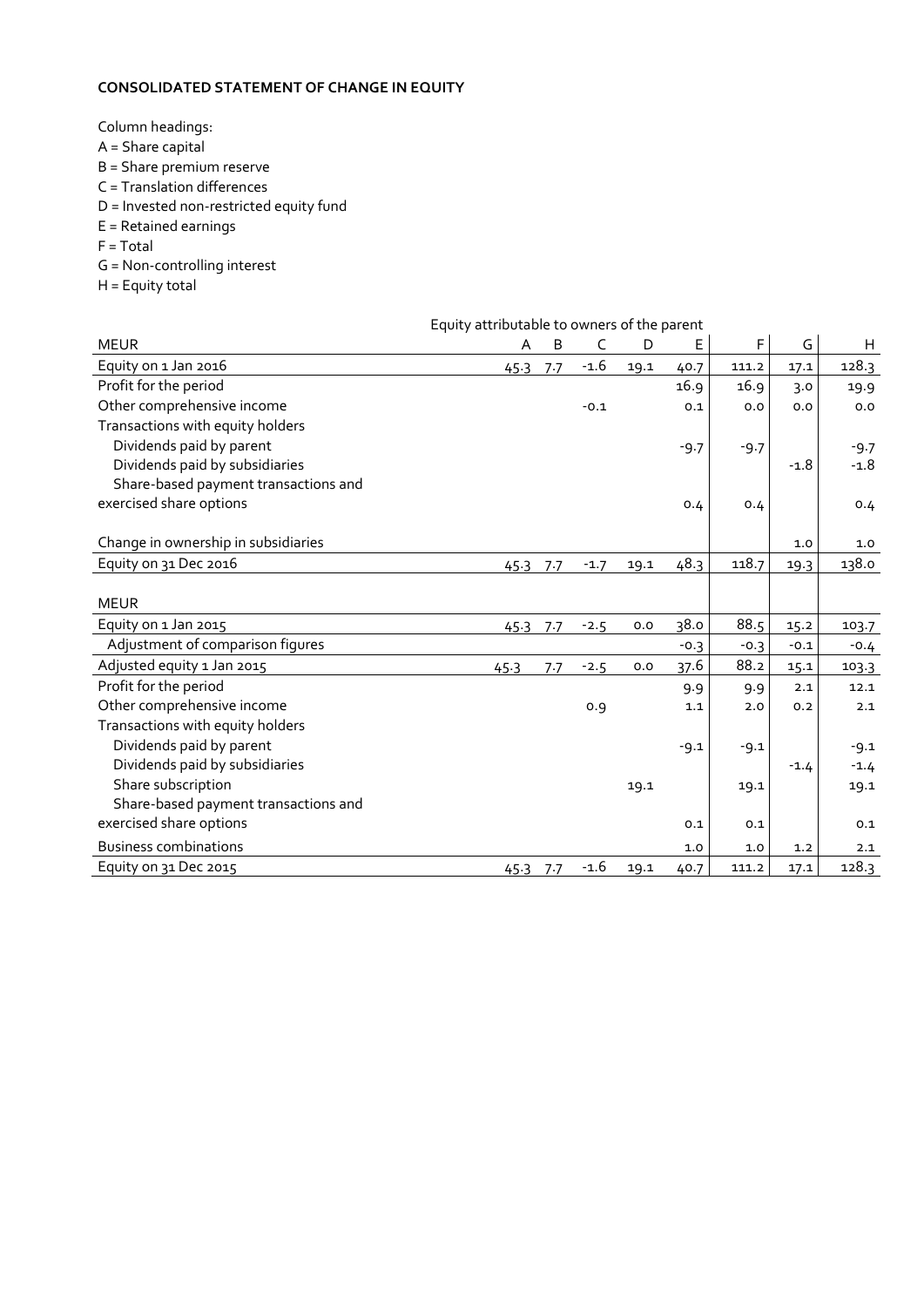**CONSOLIDATED STATEMENT OF CHANGE IN EQUITY**

Column headings:
A = Share capital
B = Share premium reserve
C = Translation differences
D = Invested non-restricted equity fund
E = Retained earnings
F = Total
G = Non-controlling interest
H = Equity total

| | Equity attributable to owners of the parent | | | | | | | |
|---|---|---|---|---|---|---|---|---|
| MEUR | A | B | C | D | E | F | G | H |
| Equity on 1 Jan 2016 | 45.3 | 7.7 | -1.6 | 19.1 | 40.7 | 111.2 | 17.1 | 128.3 |
| Profit for the period | | | | | 16.9 | 16.9 | 3.0 | 19.9 |
| Other comprehensive income | | | -0.1 | | 0.1 | 0.0 | 0.0 | 0.0 |
| Transactions with equity holders | | | | | | | | |
| Dividends paid by parent | | | | | -9.7 | -9.7 | | -9.7 |
| Dividends paid by subsidiaries | | | | | | | -1.8 | -1.8 |
| Share-based payment transactions and exercised share options | | | | | 0.4 | 0.4 | | 0.4 |
| Change in ownership in subsidiaries | | | | | | | 1.0 | 1.0 |
| Equity on 31 Dec 2016 | 45.3 | 7.7 | -1.7 | 19.1 | 48.3 | 118.7 | 19.3 | 138.0 |
| | | | | | | | | |
| MEUR | | | | | | | | |
| Equity on 1 Jan 2015 | 45.3 | 7.7 | -2.5 | 0.0 | 38.0 | 88.5 | 15.2 | 103.7 |
| Adjustment of comparison figures | | | | | -0.3 | -0.3 | -0.1 | -0.4 |
| Adjusted equity 1 Jan 2015 | 45.3 | 7.7 | -2.5 | 0.0 | 37.6 | 88.2 | 15.1 | 103.3 |
| Profit for the period | | | | | 9.9 | 9.9 | 2.1 | 12.1 |
| Other comprehensive income | | | 0.9 | | 1.1 | 2.0 | 0.2 | 2.1 |
| Transactions with equity holders | | | | | | | | |
| Dividends paid by parent | | | | | -9.1 | -9.1 | | -9.1 |
| Dividends paid by subsidiaries | | | | | | | -1.4 | -1.4 |
| Share subscription | | | | 19.1 | | 19.1 | | 19.1 |
| Share-based payment transactions and exercised share options | | | | | 0.1 | 0.1 | | 0.1 |
| Business combinations | | | | | 1.0 | 1.0 | 1.2 | 2.1 |
| Equity on 31 Dec 2015 | 45.3 | 7.7 | -1.6 | 19.1 | 40.7 | 111.2 | 17.1 | 128.3 |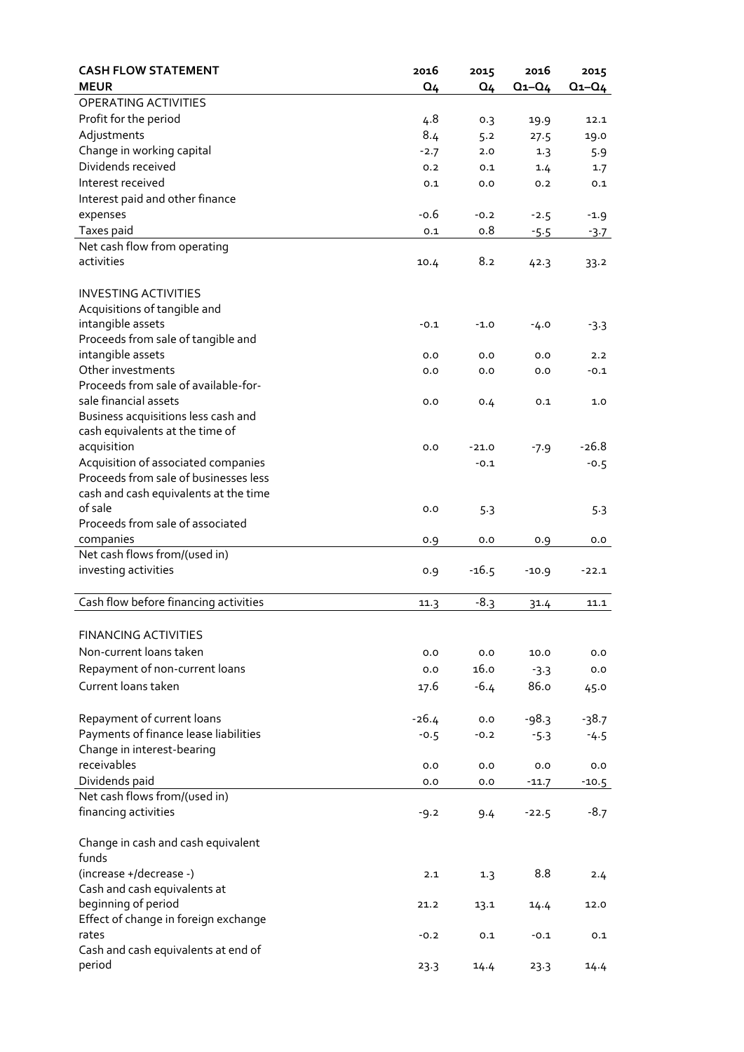| CASH FLOW STATEMENT<br>MEUR | 2016<br>Q4 | 2015<br>Q4 | 2016<br>Q1–Q4 | 2015<br>Q1–Q4 |
|---|---|---|---|---|
| OPERATING ACTIVITIES | | | | |
| Profit for the period | 4.8 | 0.3 | 19.9 | 12.1 |
| Adjustments | 8.4 | 5.2 | 27.5 | 19.0 |
| Change in working capital | -2.7 | 2.0 | 1.3 | 5.9 |
| Dividends received | 0.2 | 0.1 | 1.4 | 1.7 |
| Interest received | 0.1 | 0.0 | 0.2 | 0.1 |
| Interest paid and other finance expenses | -0.6 | -0.2 | -2.5 | -1.9 |
| Taxes paid | 0.1 | 0.8 | -5.5 | -3.7 |
| Net cash flow from operating activities | 10.4 | 8.2 | 42.3 | 33.2 |
| | | | | |
| INVESTING ACTIVITIES | | | | |
| Acquisitions of tangible and intangible assets | -0.1 | -1.0 | -4.0 | -3.3 |
| Proceeds from sale of tangible and intangible assets | 0.0 | 0.0 | 0.0 | 2.2 |
| Other investments | 0.0 | 0.0 | 0.0 | -0.1 |
| Proceeds from sale of available-for-sale financial assets | 0.0 | 0.4 | 0.1 | 1.0 |
| Business acquisitions less cash and cash equivalents at the time of acquisition | 0.0 | -21.0 | -7.9 | -26.8 |
| Acquisition of associated companies | | -0.1 | | -0.5 |
| Proceeds from sale of businesses less cash and cash equivalents at the time of sale | 0.0 | 5.3 | | 5.3 |
| Proceeds from sale of associated companies | 0.9 | 0.0 | 0.9 | 0.0 |
| Net cash flows from/(used in) investing activities | 0.9 | -16.5 | -10.9 | -22.1 |
| | | | | |
| Cash flow before financing activities | 11.3 | -8.3 | 31.4 | 11.1 |
| | | | | |
| FINANCING ACTIVITIES | | | | |
| Non-current loans taken | 0.0 | 0.0 | 10.0 | 0.0 |
| Repayment of non-current loans | 0.0 | 16.0 | -3.3 | 0.0 |
| Current loans taken | 17.6 | -6.4 | 86.0 | 45.0 |
| Repayment of current loans | -26.4 | 0.0 | -98.3 | -38.7 |
| Payments of finance lease liabilities | -0.5 | -0.2 | -5.3 | -4.5 |
| Change in interest-bearing receivables | 0.0 | 0.0 | 0.0 | 0.0 |
| Dividends paid | 0.0 | 0.0 | -11.7 | -10.5 |
| Net cash flows from/(used in) financing activities | -9.2 | 9.4 | -22.5 | -8.7 |
| | | | | |
| Change in cash and cash equivalent funds (increase +/decrease -) | 2.1 | 1.3 | 8.8 | 2.4 |
| Cash and cash equivalents at beginning of period | 21.2 | 13.1 | 14.4 | 12.0 |
| Effect of change in foreign exchange rates | -0.2 | 0.1 | -0.1 | 0.1 |
| Cash and cash equivalents at end of period | 23.3 | 14.4 | 23.3 | 14.4 |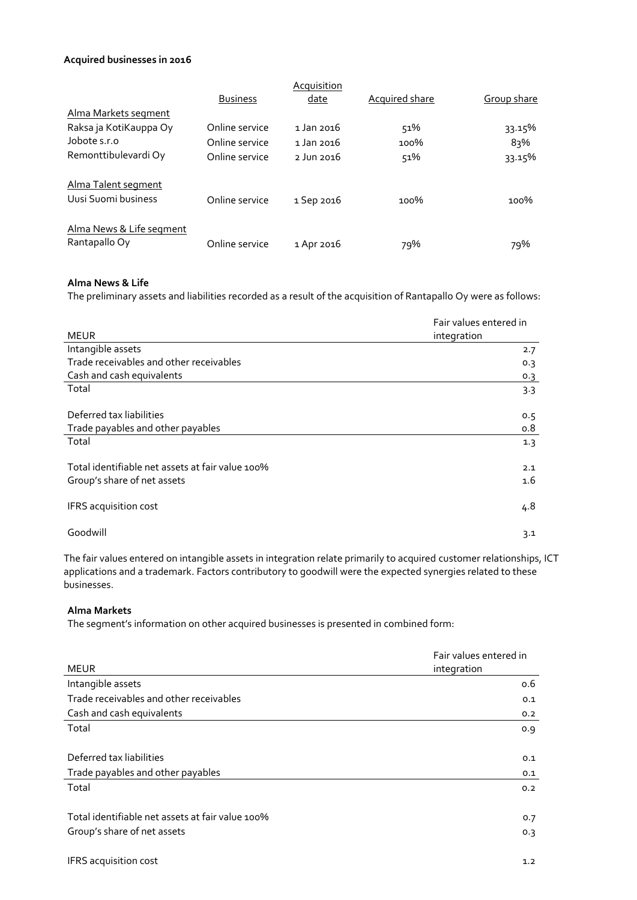**Acquired businesses in 2016**

| | Business | Acquisition date | Acquired share | Group share |
|---|---|---|---|---|
| Alma Markets segment | | | | |
| Raksa ja KotiKauppa Oy | Online service | 1 Jan 2016 | 51% | 33.15% |
| Jobote s.r.o | Online service | 1 Jan 2016 | 100% | 83% |
| Remonttibulevardi Oy | Online service | 2 Jun 2016 | 51% | 33.15% |
| Alma Talent segment | | | | |
| Uusi Suomi business | Online service | 1 Sep 2016 | 100% | 100% |
| Alma News & Life segment | | | | |
| Rantapallo Oy | Online service | 1 Apr 2016 | 79% | 79% |

**Alma News & Life**

The preliminary assets and liabilities recorded as a result of the acquisition of Rantapallo Oy were as follows:

| MEUR | Fair values entered in integration |
|---|---|
| Intangible assets | 2.7 |
| Trade receivables and other receivables | 0.3 |
| Cash and cash equivalents | 0.3 |
| Total | 3.3 |
| | |
| Deferred tax liabilities | 0.5 |
| Trade payables and other payables | 0.8 |
| Total | 1.3 |
| | |
| Total identifiable net assets at fair value 100% | 2.1 |
| Group's share of net assets | 1.6 |
| | |
| IFRS acquisition cost | 4.8 |
| | |
| Goodwill | 3.1 |

The fair values entered on intangible assets in integration relate primarily to acquired customer relationships, ICT applications and a trademark. Factors contributory to goodwill were the expected synergies related to these businesses.

**Alma Markets**

The segment's information on other acquired businesses is presented in combined form:

| MEUR | Fair values entered in integration |
|---|---|
| Intangible assets | 0.6 |
| Trade receivables and other receivables | 0.1 |
| Cash and cash equivalents | 0.2 |
| Total | 0.9 |
| | |
| Deferred tax liabilities | 0.1 |
| Trade payables and other payables | 0.1 |
| Total | 0.2 |
| | |
| Total identifiable net assets at fair value 100% | 0.7 |
| Group's share of net assets | 0.3 |
| | |
| IFRS acquisition cost | 1.2 |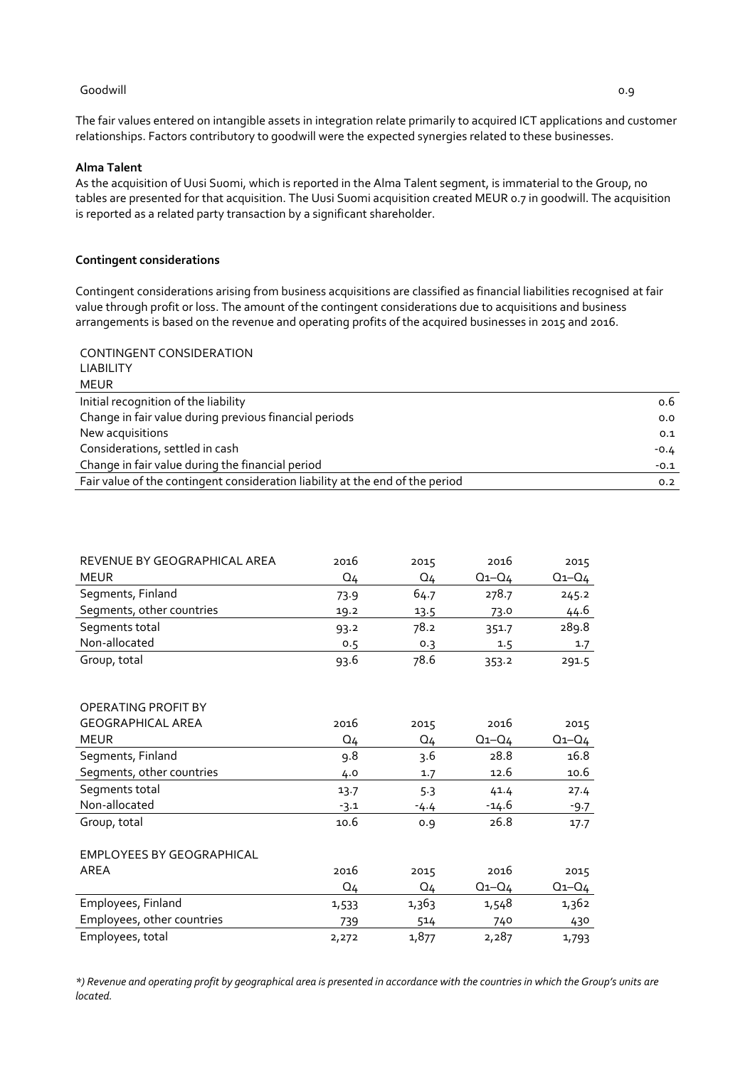| Goodwill | 0.9 |
|---|---|

The fair values entered on intangible assets in integration relate primarily to acquired ICT applications and customer relationships. Factors contributory to goodwill were the expected synergies related to these businesses.

**Alma Talent**

As the acquisition of Uusi Suomi, which is reported in the Alma Talent segment, is immaterial to the Group, no tables are presented for that acquisition. The Uusi Suomi acquisition created MEUR 0.7 in goodwill. The acquisition is reported as a related party transaction by a significant shareholder.

**Contingent considerations**

Contingent considerations arising from business acquisitions are classified as financial liabilities recognised at fair value through profit or loss. The amount of the contingent considerations due to acquisitions and business arrangements is based on the revenue and operating profits of the acquired businesses in 2015 and 2016.

| CONTINGENT CONSIDERATION LIABILITY MEUR | |
|---|---|
| Initial recognition of the liability | 0.6 |
| Change in fair value during previous financial periods | 0.0 |
| New acquisitions | 0.1 |
| Considerations, settled in cash | -0.4 |
| Change in fair value during the financial period | -0.1 |
| Fair value of the contingent consideration liability at the end of the period | 0.2 |

| REVENUE BY GEOGRAPHICAL AREA | 2016 | 2015 | 2016 | 2015 |
|---|---|---|---|---|
| MEUR | Q4 | Q4 | Q1–Q4 | Q1–Q4 |
| Segments, Finland | 73.9 | 64.7 | 278.7 | 245.2 |
| Segments, other countries | 19.2 | 13.5 | 73.0 | 44.6 |
| Segments total | 93.2 | 78.2 | 351.7 | 289.8 |
| Non-allocated | 0.5 | 0.3 | 1.5 | 1.7 |
| Group, total | 93.6 | 78.6 | 353.2 | 291.5 |

| OPERATING PROFIT BY GEOGRAPHICAL AREA | 2016 | 2015 | 2016 | 2015 |
|---|---|---|---|---|
| MEUR | Q4 | Q4 | Q1–Q4 | Q1–Q4 |
| Segments, Finland | 9.8 | 3.6 | 28.8 | 16.8 |
| Segments, other countries | 4.0 | 1.7 | 12.6 | 10.6 |
| Segments total | 13.7 | 5.3 | 41.4 | 27.4 |
| Non-allocated | -3.1 | -4.4 | -14.6 | -9.7 |
| Group, total | 10.6 | 0.9 | 26.8 | 17.7 |

| EMPLOYEES BY GEOGRAPHICAL AREA | 2016 | 2015 | 2016 | 2015 |
|---|---|---|---|---|
| | Q4 | Q4 | Q1–Q4 | Q1–Q4 |
| Employees, Finland | 1,533 | 1,363 | 1,548 | 1,362 |
| Employees, other countries | 739 | 514 | 740 | 430 |
| Employees, total | 2,272 | 1,877 | 2,287 | 1,793 |

*\*) Revenue and operating profit by geographical area is presented in accordance with the countries in which the Group's units are located.*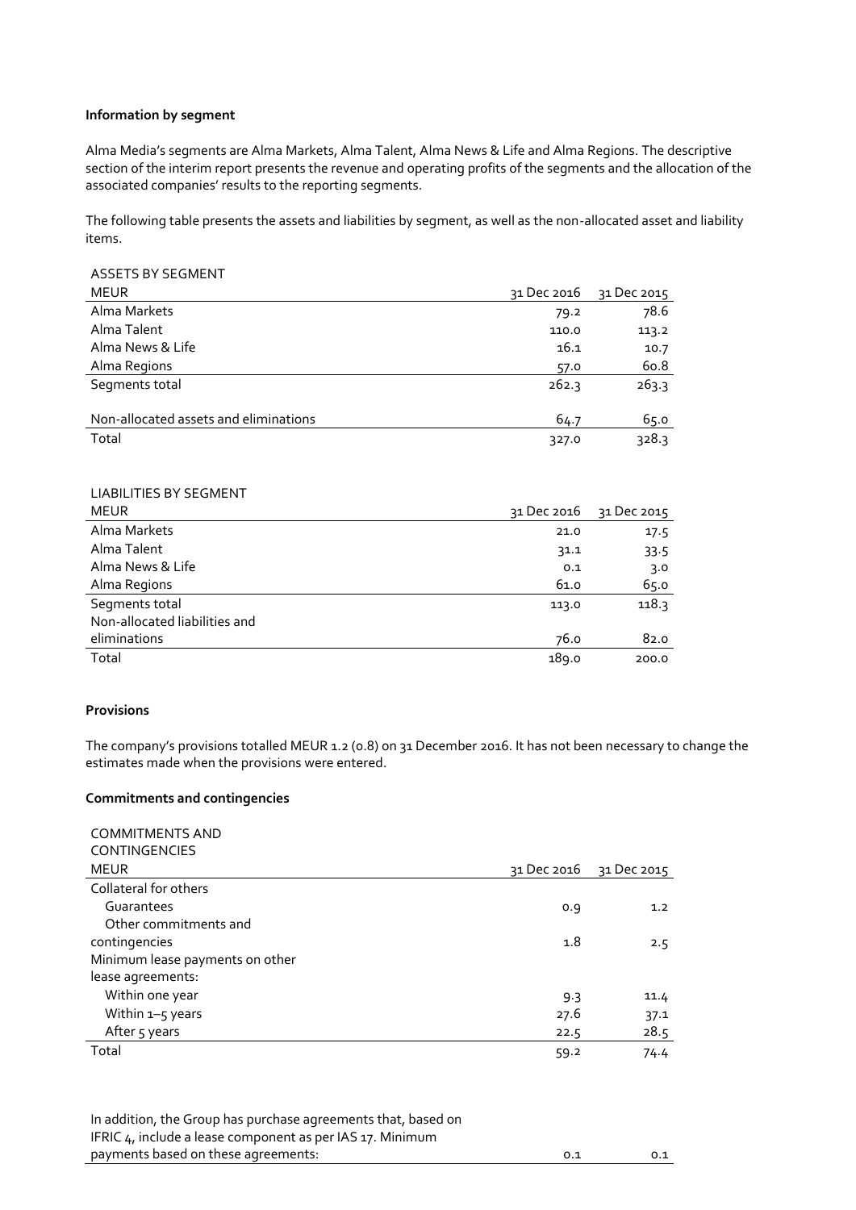**Information by segment**

Alma Media's segments are Alma Markets, Alma Talent, Alma News & Life and Alma Regions. The descriptive section of the interim report presents the revenue and operating profits of the segments and the allocation of the associated companies' results to the reporting segments.

The following table presents the assets and liabilities by segment, as well as the non-allocated asset and liability items.

| ASSETS BY SEGMENT | | |
|---|---|---|
| MEUR | 31 Dec 2016 | 31 Dec 2015 |
| Alma Markets | 79.2 | 78.6 |
| Alma Talent | 110.0 | 113.2 |
| Alma News & Life | 16.1 | 10.7 |
| Alma Regions | 57.0 | 60.8 |
| Segments total | 262.3 | 263.3 |
| | | |
| Non-allocated assets and eliminations | 64.7 | 65.0 |
| Total | 327.0 | 328.3 |

| LIABILITIES BY SEGMENT | | |
|---|---|---|
| MEUR | 31 Dec 2016 | 31 Dec 2015 |
| Alma Markets | 21.0 | 17.5 |
| Alma Talent | 31.1 | 33.5 |
| Alma News & Life | 0.1 | 3.0 |
| Alma Regions | 61.0 | 65.0 |
| Segments total | 113.0 | 118.3 |
| Non-allocated liabilities and eliminations | 76.0 | 82.0 |
| Total | 189.0 | 200.0 |

**Provisions**

The company's provisions totalled MEUR 1.2 (0.8) on 31 December 2016. It has not been necessary to change the estimates made when the provisions were entered.

**Commitments and contingencies**

| COMMITMENTS AND CONTINGENCIES | | |
|---|---|---|
| MEUR | 31 Dec 2016 | 31 Dec 2015 |
| Collateral for others | | |
| Guarantees | 0.9 | 1.2 |
| Other commitments and contingencies | 1.8 | 2.5 |
| Minimum lease payments on other lease agreements: | | |
| Within one year | 9.3 | 11.4 |
| Within 1–5 years | 27.6 | 37.1 |
| After 5 years | 22.5 | 28.5 |
| Total | 59.2 | 74.4 |

| | | |
|---|---|---|
| In addition, the Group has purchase agreements that, based on IFRIC 4, include a lease component as per IAS 17. Minimum payments based on these agreements: | 0.1 | 0.1 |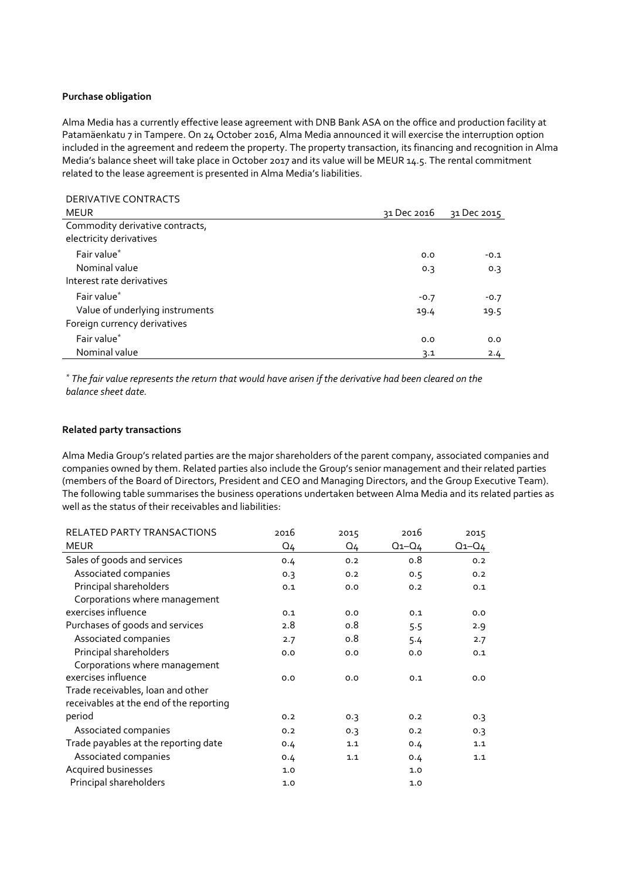**Purchase obligation**

Alma Media has a currently effective lease agreement with DNB Bank ASA on the office and production facility at Patamäenkatu 7 in Tampere. On 24 October 2016, Alma Media announced it will exercise the interruption option included in the agreement and redeem the property. The property transaction, its financing and recognition in Alma Media's balance sheet will take place in October 2017 and its value will be MEUR 14.5. The rental commitment related to the lease agreement is presented in Alma Media's liabilities.

| DERIVATIVE CONTRACTS | | |
|---|---|---|
| MEUR | 31 Dec 2016 | 31 Dec 2015 |
| Commodity derivative contracts, electricity derivatives | | |
| Fair value* | 0.0 | -0.1 |
| Nominal value | 0.3 | 0.3 |
| Interest rate derivatives | | |
| Fair value* | -0.7 | -0.7 |
| Value of underlying instruments | 19.4 | 19.5 |
| Foreign currency derivatives | | |
| Fair value* | 0.0 | 0.0 |
| Nominal value | 3.1 | 2.4 |

*\* The fair value represents the return that would have arisen if the derivative had been cleared on the balance sheet date.*

**Related party transactions**

Alma Media Group's related parties are the major shareholders of the parent company, associated companies and companies owned by them. Related parties also include the Group's senior management and their related parties (members of the Board of Directors, President and CEO and Managing Directors, and the Group Executive Team). The following table summarises the business operations undertaken between Alma Media and its related parties as well as the status of their receivables and liabilities:

| RELATED PARTY TRANSACTIONS | 2016 | 2015 | 2016 | 2015 |
|---|---|---|---|---|
| MEUR | Q4 | Q4 | Q1–Q4 | Q1–Q4 |
| Sales of goods and services | 0.4 | 0.2 | 0.8 | 0.2 |
| Associated companies | 0.3 | 0.2 | 0.5 | 0.2 |
| Principal shareholders | 0.1 | 0.0 | 0.2 | 0.1 |
| Corporations where management exercises influence | 0.1 | 0.0 | 0.1 | 0.0 |
| Purchases of goods and services | 2.8 | 0.8 | 5.5 | 2.9 |
| Associated companies | 2.7 | 0.8 | 5.4 | 2.7 |
| Principal shareholders | 0.0 | 0.0 | 0.0 | 0.1 |
| Corporations where management exercises influence | 0.0 | 0.0 | 0.1 | 0.0 |
| Trade receivables, loan and other receivables at the end of the reporting period | 0.2 | 0.3 | 0.2 | 0.3 |
| Associated companies | 0.2 | 0.3 | 0.2 | 0.3 |
| Trade payables at the reporting date | 0.4 | 1.1 | 0.4 | 1.1 |
| Associated companies | 0.4 | 1.1 | 0.4 | 1.1 |
| Acquired businesses | 1.0 | | 1.0 | |
| Principal shareholders | 1.0 | | 1.0 | |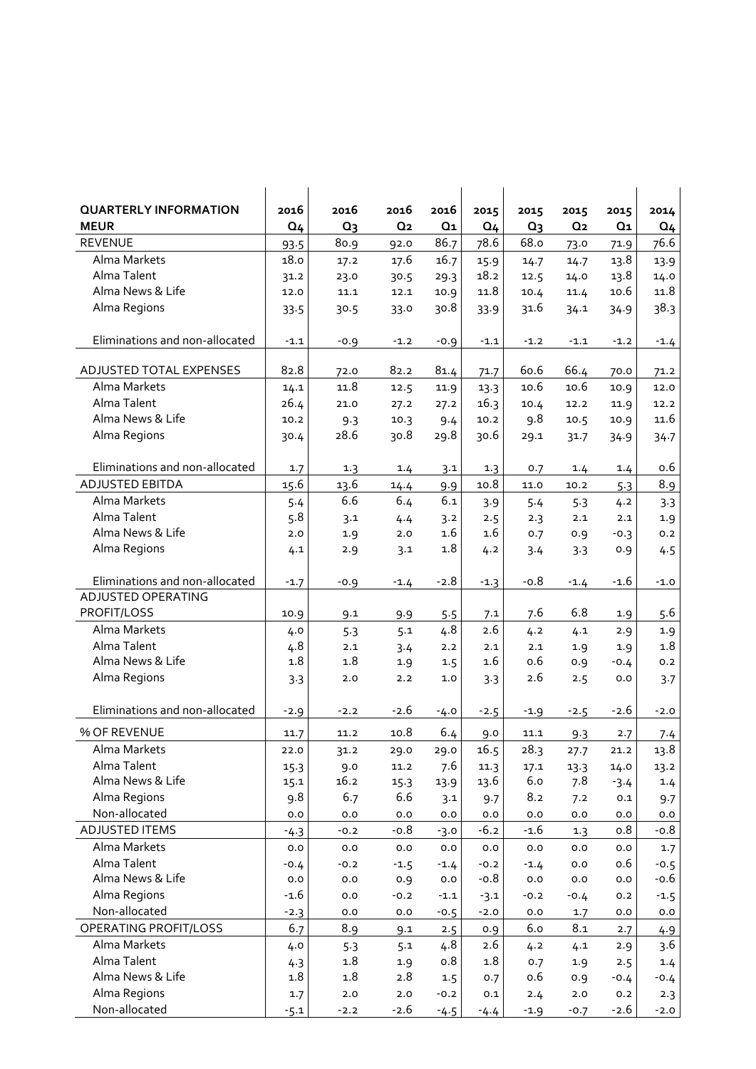| QUARTERLY INFORMATION<br>MEUR | 2016<br>Q4 | 2016<br>Q3 | 2016<br>Q2 | 2016<br>Q1 | 2015<br>Q4 | 2015<br>Q3 | 2015<br>Q2 | 2015<br>Q1 | 2014<br>Q4 |
|---|---|---|---|---|---|---|---|---|---|
| REVENUE | 93.5 | 80.9 | 92.0 | 86.7 | 78.6 | 68.0 | 73.0 | 71.9 | 76.6 |
| Alma Markets | 18.0 | 17.2 | 17.6 | 16.7 | 15.9 | 14.7 | 14.7 | 13.8 | 13.9 |
| Alma Talent | 31.2 | 23.0 | 30.5 | 29.3 | 18.2 | 12.5 | 14.0 | 13.8 | 14.0 |
| Alma News & Life | 12.0 | 11.1 | 12.1 | 10.9 | 11.8 | 10.4 | 11.4 | 10.6 | 11.8 |
| Alma Regions | 33.5 | 30.5 | 33.0 | 30.8 | 33.9 | 31.6 | 34.1 | 34.9 | 38.3 |
| Eliminations and non-allocated | -1.1 | -0.9 | -1.2 | -0.9 | -1.1 | -1.2 | -1.1 | -1.2 | -1.4 |
| ADJUSTED TOTAL EXPENSES | 82.8 | 72.0 | 82.2 | 81.4 | 71.7 | 60.6 | 66.4 | 70.0 | 71.2 |
| Alma Markets | 14.1 | 11.8 | 12.5 | 11.9 | 13.3 | 10.6 | 10.6 | 10.9 | 12.0 |
| Alma Talent | 26.4 | 21.0 | 27.2 | 27.2 | 16.3 | 10.4 | 12.2 | 11.9 | 12.2 |
| Alma News & Life | 10.2 | 9.3 | 10.3 | 9.4 | 10.2 | 9.8 | 10.5 | 10.9 | 11.6 |
| Alma Regions | 30.4 | 28.6 | 30.8 | 29.8 | 30.6 | 29.1 | 31.7 | 34.9 | 34.7 |
| Eliminations and non-allocated | 1.7 | 1.3 | 1.4 | 3.1 | 1.3 | 0.7 | 1.4 | 1.4 | 0.6 |
| ADJUSTED EBITDA | 15.6 | 13.6 | 14.4 | 9.9 | 10.8 | 11.0 | 10.2 | 5.3 | 8.9 |
| Alma Markets | 5.4 | 6.6 | 6.4 | 6.1 | 3.9 | 5.4 | 5.3 | 4.2 | 3.3 |
| Alma Talent | 5.8 | 3.1 | 4.4 | 3.2 | 2.5 | 2.3 | 2.1 | 2.1 | 1.9 |
| Alma News & Life | 2.0 | 1.9 | 2.0 | 1.6 | 1.6 | 0.7 | 0.9 | -0.3 | 0.2 |
| Alma Regions | 4.1 | 2.9 | 3.1 | 1.8 | 4.2 | 3.4 | 3.3 | 0.9 | 4.5 |
| Eliminations and non-allocated | -1.7 | -0.9 | -1.4 | -2.8 | -1.3 | -0.8 | -1.4 | -1.6 | -1.0 |
| ADJUSTED OPERATING PROFIT/LOSS | 10.9 | 9.1 | 9.9 | 5.5 | 7.1 | 7.6 | 6.8 | 1.9 | 5.6 |
| Alma Markets | 4.0 | 5.3 | 5.1 | 4.8 | 2.6 | 4.2 | 4.1 | 2.9 | 1.9 |
| Alma Talent | 4.8 | 2.1 | 3.4 | 2.2 | 2.1 | 2.1 | 1.9 | 1.9 | 1.8 |
| Alma News & Life | 1.8 | 1.8 | 1.9 | 1.5 | 1.6 | 0.6 | 0.9 | -0.4 | 0.2 |
| Alma Regions | 3.3 | 2.0 | 2.2 | 1.0 | 3.3 | 2.6 | 2.5 | 0.0 | 3.7 |
| Eliminations and non-allocated | -2.9 | -2.2 | -2.6 | -4.0 | -2.5 | -1.9 | -2.5 | -2.6 | -2.0 |
| % OF REVENUE | 11.7 | 11.2 | 10.8 | 6.4 | 9.0 | 11.1 | 9.3 | 2.7 | 7.4 |
| Alma Markets | 22.0 | 31.2 | 29.0 | 29.0 | 16.5 | 28.3 | 27.7 | 21.2 | 13.8 |
| Alma Talent | 15.3 | 9.0 | 11.2 | 7.6 | 11.3 | 17.1 | 13.3 | 14.0 | 13.2 |
| Alma News & Life | 15.1 | 16.2 | 15.3 | 13.9 | 13.6 | 6.0 | 7.8 | -3.4 | 1.4 |
| Alma Regions | 9.8 | 6.7 | 6.6 | 3.1 | 9.7 | 8.2 | 7.2 | 0.1 | 9.7 |
| Non-allocated | 0.0 | 0.0 | 0.0 | 0.0 | 0.0 | 0.0 | 0.0 | 0.0 | 0.0 |
| ADJUSTED ITEMS | -4.3 | -0.2 | -0.8 | -3.0 | -6.2 | -1.6 | 1.3 | 0.8 | -0.8 |
| Alma Markets | 0.0 | 0.0 | 0.0 | 0.0 | 0.0 | 0.0 | 0.0 | 0.0 | 1.7 |
| Alma Talent | -0.4 | -0.2 | -1.5 | -1.4 | -0.2 | -1.4 | 0.0 | 0.6 | -0.5 |
| Alma News & Life | 0.0 | 0.0 | 0.9 | 0.0 | -0.8 | 0.0 | 0.0 | 0.0 | -0.6 |
| Alma Regions | -1.6 | 0.0 | -0.2 | -1.1 | -3.1 | -0.2 | -0.4 | 0.2 | -1.5 |
| Non-allocated | -2.3 | 0.0 | 0.0 | -0.5 | -2.0 | 0.0 | 1.7 | 0.0 | 0.0 |
| OPERATING PROFIT/LOSS | 6.7 | 8.9 | 9.1 | 2.5 | 0.9 | 6.0 | 8.1 | 2.7 | 4.9 |
| Alma Markets | 4.0 | 5.3 | 5.1 | 4.8 | 2.6 | 4.2 | 4.1 | 2.9 | 3.6 |
| Alma Talent | 4.3 | 1.8 | 1.9 | 0.8 | 1.8 | 0.7 | 1.9 | 2.5 | 1.4 |
| Alma News & Life | 1.8 | 1.8 | 2.8 | 1.5 | 0.7 | 0.6 | 0.9 | -0.4 | -0.4 |
| Alma Regions | 1.7 | 2.0 | 2.0 | -0.2 | 0.1 | 2.4 | 2.0 | 0.2 | 2.3 |
| Non-allocated | -5.1 | -2.2 | -2.6 | -4.5 | -4.4 | -1.9 | -0.7 | -2.6 | -2.0 |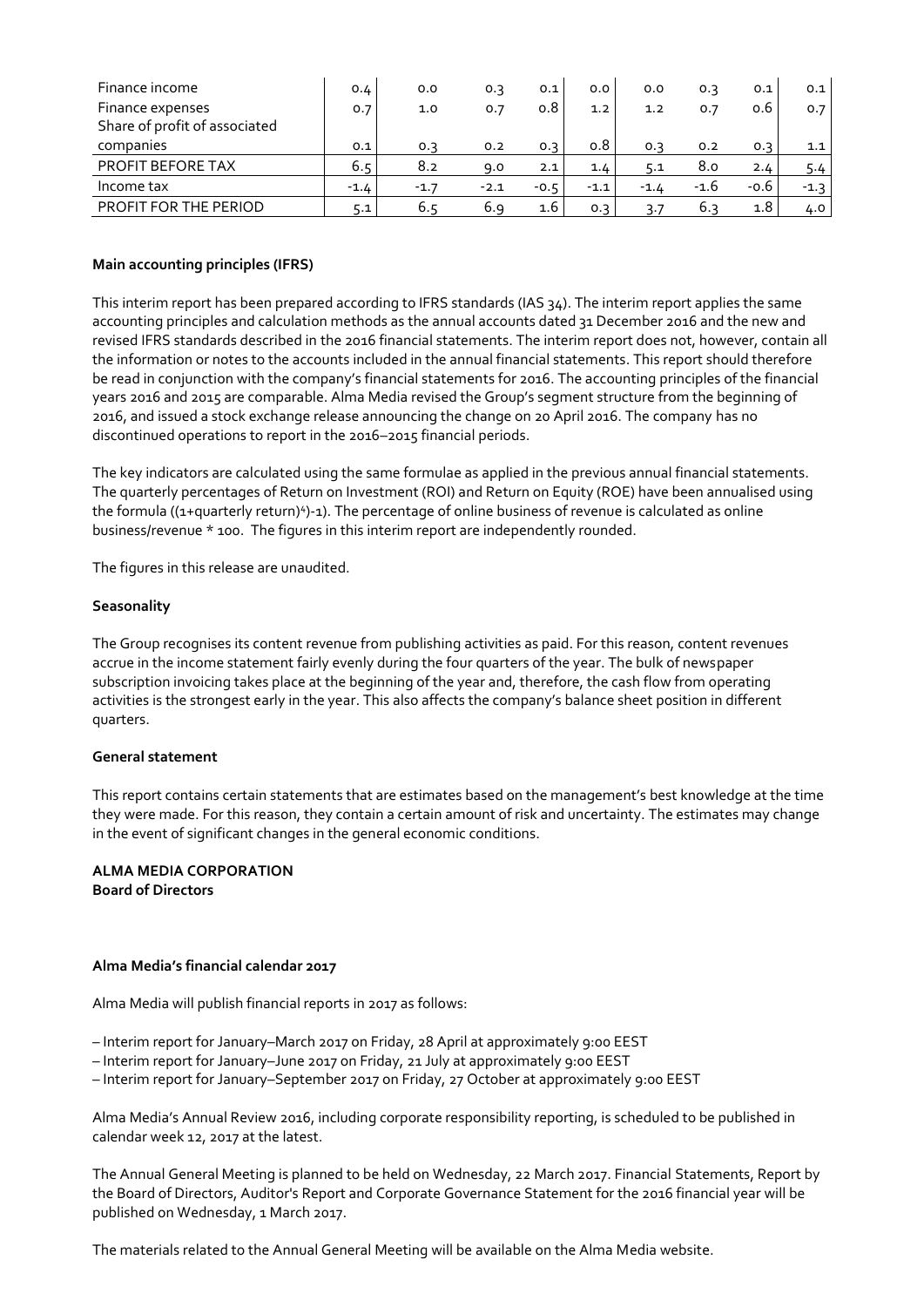| | | | | | | | | | |
|---|---|---|---|---|---|---|---|---|---|
| Finance income | 0.4 | 0.0 | 0.3 | 0.1 | 0.0 | 0.0 | 0.3 | 0.1 | 0.1 |
| Finance expenses | 0.7 | 1.0 | 0.7 | 0.8 | 1.2 | 1.2 | 0.7 | 0.6 | 0.7 |
| Share of profit of associated companies | 0.1 | 0.3 | 0.2 | 0.3 | 0.8 | 0.3 | 0.2 | 0.3 | 1.1 |
| PROFIT BEFORE TAX | 6.5 | 8.2 | 9.0 | 2.1 | 1.4 | 5.1 | 8.0 | 2.4 | 5.4 |
| Income tax | -1.4 | -1.7 | -2.1 | -0.5 | -1.1 | -1.4 | -1.6 | -0.6 | -1.3 |
| PROFIT FOR THE PERIOD | 5.1 | 6.5 | 6.9 | 1.6 | 0.3 | 3.7 | 6.3 | 1.8 | 4.0 |

**Main accounting principles (IFRS)**

This interim report has been prepared according to IFRS standards (IAS 34). The interim report applies the same accounting principles and calculation methods as the annual accounts dated 31 December 2016 and the new and revised IFRS standards described in the 2016 financial statements. The interim report does not, however, contain all the information or notes to the accounts included in the annual financial statements. This report should therefore be read in conjunction with the company's financial statements for 2016. The accounting principles of the financial years 2016 and 2015 are comparable. Alma Media revised the Group's segment structure from the beginning of 2016, and issued a stock exchange release announcing the change on 20 April 2016. The company has no discontinued operations to report in the 2016–2015 financial periods.

The key indicators are calculated using the same formulae as applied in the previous annual financial statements. The quarterly percentages of Return on Investment (ROI) and Return on Equity (ROE) have been annualised using the formula $((1+\text{quarterly return})^4)-1$). The percentage of online business of revenue is calculated as online business/revenue * 100. The figures in this interim report are independently rounded.

The figures in this release are unaudited.

**Seasonality**

The Group recognises its content revenue from publishing activities as paid. For this reason, content revenues accrue in the income statement fairly evenly during the four quarters of the year. The bulk of newspaper subscription invoicing takes place at the beginning of the year and, therefore, the cash flow from operating activities is the strongest early in the year. This also affects the company's balance sheet position in different quarters.

**General statement**

This report contains certain statements that are estimates based on the management's best knowledge at the time they were made. For this reason, they contain a certain amount of risk and uncertainty. The estimates may change in the event of significant changes in the general economic conditions.

**ALMA MEDIA CORPORATION**
**Board of Directors**

**Alma Media's financial calendar 2017**

Alma Media will publish financial reports in 2017 as follows:

– Interim report for January–March 2017 on Friday, 28 April at approximately 9:00 EEST
– Interim report for January–June 2017 on Friday, 21 July at approximately 9:00 EEST
– Interim report for January–September 2017 on Friday, 27 October at approximately 9:00 EEST

Alma Media's Annual Review 2016, including corporate responsibility reporting, is scheduled to be published in calendar week 12, 2017 at the latest.

The Annual General Meeting is planned to be held on Wednesday, 22 March 2017. Financial Statements, Report by the Board of Directors, Auditor's Report and Corporate Governance Statement for the 2016 financial year will be published on Wednesday, 1 March 2017.

The materials related to the Annual General Meeting will be available on the Alma Media website.